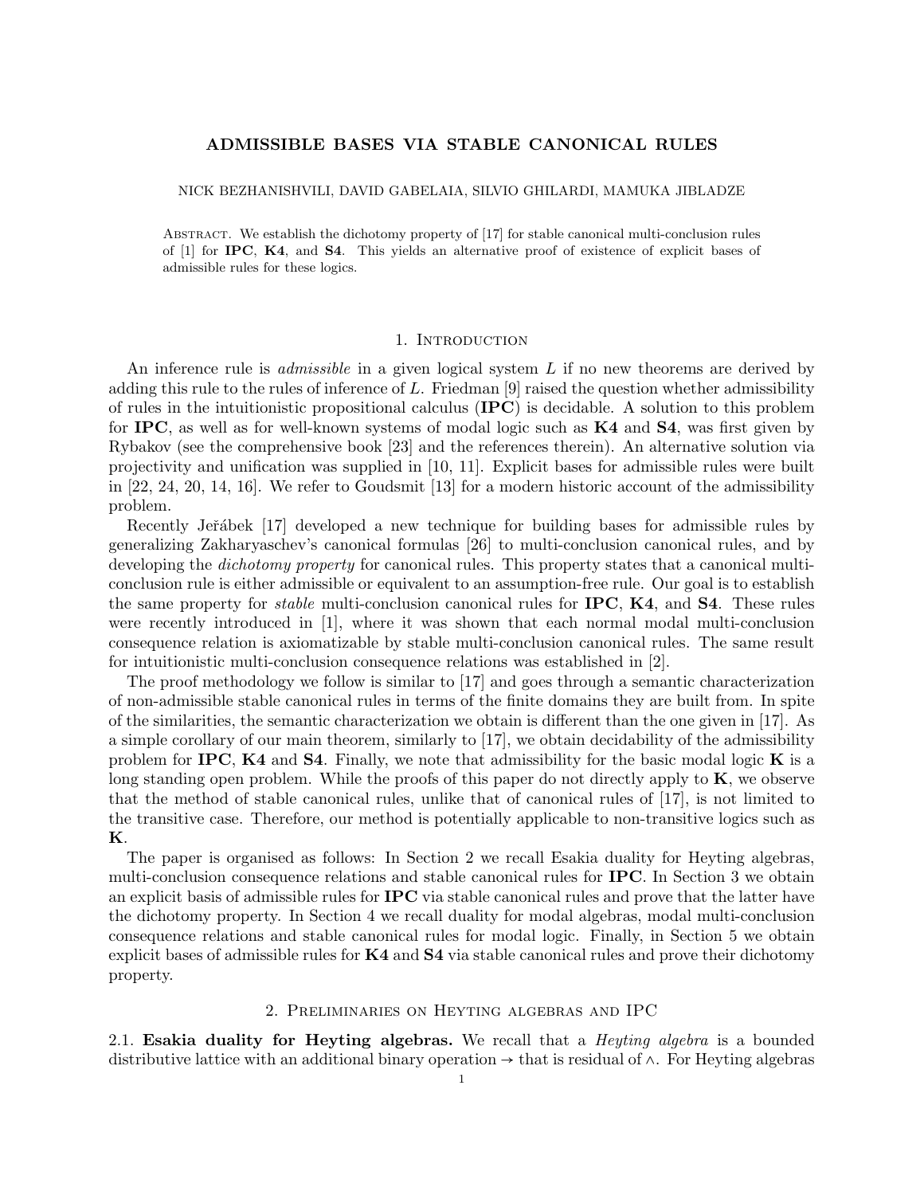# ADMISSIBLE BASES VIA STABLE CANONICAL RULES

NICK BEZHANISHVILI, DAVID GABELAIA, SILVIO GHILARDI, MAMUKA JIBLADZE

Abstract. We establish the dichotomy property of [17] for stable canonical multi-conclusion rules of [1] for **IPC**, **K4**, and **S4**. This yields an alternative proof of existence of explicit bases of admissible rules for these logics.

## 1. Introduction

An inference rule is *admissible* in a given logical system $L$ if no new theorems are derived by adding this rule to the rules of inference of $L$. Friedman [9] raised the question whether admissibility of rules in the intuitionistic propositional calculus (**IPC**) is decidable. A solution to this problem for **IPC**, as well as for well-known systems of modal logic such as **K4** and **S4**, was first given by Rybakov (see the comprehensive book [23] and the references therein). An alternative solution via projectivity and unification was supplied in [10, 11]. Explicit bases for admissible rules were built in [22, 24, 20, 14, 16]. We refer to Goudsmit [13] for a modern historic account of the admissibility problem.

Recently Jeřábek [17] developed a new technique for building bases for admissible rules by generalizing Zakharyaschev's canonical formulas [26] to multi-conclusion canonical rules, and by developing the *dichotomy property* for canonical rules. This property states that a canonical multi-conclusion rule is either admissible or equivalent to an assumption-free rule. Our goal is to establish the same property for *stable* multi-conclusion canonical rules for **IPC**, **K4**, and **S4**. These rules were recently introduced in [1], where it was shown that each normal modal multi-conclusion consequence relation is axiomatizable by stable multi-conclusion canonical rules. The same result for intuitionistic multi-conclusion consequence relations was established in [2].

The proof methodology we follow is similar to [17] and goes through a semantic characterization of non-admissible stable canonical rules in terms of the finite domains they are built from. In spite of the similarities, the semantic characterization we obtain is different than the one given in [17]. As a simple corollary of our main theorem, similarly to [17], we obtain decidability of the admissibility problem for **IPC**, **K4** and **S4**. Finally, we note that admissibility for the basic modal logic **K** is a long standing open problem. While the proofs of this paper do not directly apply to **K**, we observe that the method of stable canonical rules, unlike that of canonical rules of [17], is not limited to the transitive case. Therefore, our method is potentially applicable to non-transitive logics such as **K**.

The paper is organised as follows: In Section 2 we recall Esakia duality for Heyting algebras, multi-conclusion consequence relations and stable canonical rules for **IPC**. In Section 3 we obtain an explicit basis of admissible rules for **IPC** via stable canonical rules and prove that the latter have the dichotomy property. In Section 4 we recall duality for modal algebras, modal multi-conclusion consequence relations and stable canonical rules for modal logic. Finally, in Section 5 we obtain explicit bases of admissible rules for **K4** and **S4** via stable canonical rules and prove their dichotomy property.

## 2. Preliminaries on Heyting algebras and IPC

**2.1. Esakia duality for Heyting algebras.** We recall that a *Heyting algebra* is a bounded distributive lattice with an additional binary operation $\to$ that is residual of $\wedge$. For Heyting algebras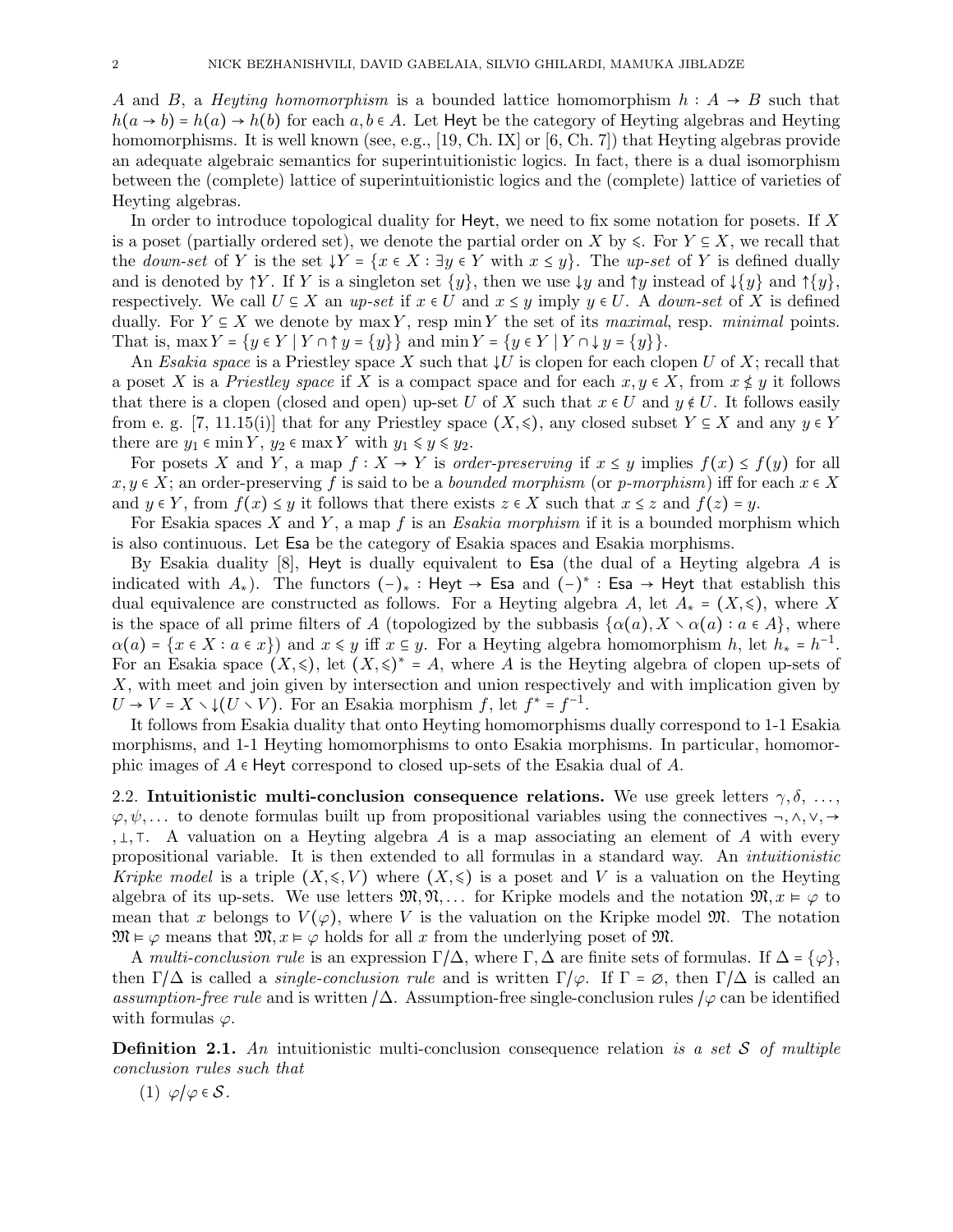$A$ and $B$, a *Heyting homomorphism* is a bounded lattice homomorphism $h : A \to B$ such that $h(a \to b) = h(a) \to h(b)$ for each $a, b \in A$. Let $\mathsf{Heyt}$ be the category of Heyting algebras and Heyting homomorphisms. It is well known (see, e.g., [19, Ch. IX] or [6, Ch. 7]) that Heyting algebras provide an adequate algebraic semantics for superintuitionistic logics. In fact, there is a dual isomorphism between the (complete) lattice of superintuitionistic logics and the (complete) lattice of varieties of Heyting algebras.

In order to introduce topological duality for $\mathsf{Heyt}$, we need to fix some notation for posets. If $X$ is a poset (partially ordered set), we denote the partial order on $X$ by $\leqslant$. For $Y \subseteq X$, we recall that the *down-set* of $Y$ is the set $\downarrow Y = \{x \in X : \exists y \in Y \text{ with } x \leq y\}$. The *up-set* of $Y$ is defined dually and is denoted by $\uparrow Y$. If $Y$ is a singleton set $\{y\}$, then we use $\downarrow y$ and $\uparrow y$ instead of $\downarrow\{y\}$ and $\uparrow\{y\}$, respectively. We call $U \subseteq X$ an *up-set* if $x \in U$ and $x \leq y$ imply $y \in U$. A *down-set* of $X$ is defined dually. For $Y \subseteq X$ we denote by $\max Y$, resp $\min Y$ the set of its *maximal*, resp. *minimal* points. That is, $\max Y = \{y \in Y \mid Y \cap \uparrow y = \{y\}\}$ and $\min Y = \{y \in Y \mid Y \cap \downarrow y = \{y\}\}$.

An *Esakia space* is a Priestley space $X$ such that $\downarrow U$ is clopen for each clopen $U$ of $X$; recall that a poset $X$ is a *Priestley space* if $X$ is a compact space and for each $x, y \in X$, from $x \nleq y$ it follows that there is a clopen (closed and open) up-set $U$ of $X$ such that $x \in U$ and $y \notin U$. It follows easily from e. g. [7, 11.15(i)] that for any Priestley space $(X, \leqslant)$, any closed subset $Y \subseteq X$ and any $y \in Y$ there are $y_1 \in \min Y$, $y_2 \in \max Y$ with $y_1 \leqslant y \leqslant y_2$.

For posets $X$ and $Y$, a map $f : X \to Y$ is *order-preserving* if $x \leq y$ implies $f(x) \leq f(y)$ for all $x, y \in X$; an order-preserving $f$ is said to be a *bounded morphism* (or *p-morphism*) iff for each $x \in X$ and $y \in Y$, from $f(x) \leq y$ it follows that there exists $z \in X$ such that $x \leq z$ and $f(z) = y$.

For Esakia spaces $X$ and $Y$, a map $f$ is an *Esakia morphism* if it is a bounded morphism which is also continuous. Let $\mathsf{Esa}$ be the category of Esakia spaces and Esakia morphisms.

By Esakia duality [8], $\mathsf{Heyt}$ is dually equivalent to $\mathsf{Esa}$ (the dual of a Heyting algebra $A$ is indicated with $A_*$). The functors $(-)_* : \mathsf{Heyt} \to \mathsf{Esa}$ and $(-)^* : \mathsf{Esa} \to \mathsf{Heyt}$ that establish this dual equivalence are constructed as follows. For a Heyting algebra $A$, let $A_* = (X, \leqslant)$, where $X$ is the space of all prime filters of $A$ (topologized by the subbasis $\{\alpha(a), X \smallsetminus \alpha(a) : a \in A\}$, where $\alpha(a) = \{x \in X : a \in x\}$) and $x \leqslant y$ iff $x \subseteq y$. For a Heyting algebra homomorphism $h$, let $h_* = h^{-1}$. For an Esakia space $(X, \leqslant)$, let $(X, \leqslant)^* = A$, where $A$ is the Heyting algebra of clopen up-sets of $X$, with meet and join given by intersection and union respectively and with implication given by $U \to V = X \smallsetminus \downarrow(U \smallsetminus V)$. For an Esakia morphism $f$, let $f^* = f^{-1}$.

It follows from Esakia duality that onto Heyting homomorphisms dually correspond to 1-1 Esakia morphisms, and 1-1 Heyting homomorphisms to onto Esakia morphisms. In particular, homomorphic images of $A \in \mathsf{Heyt}$ correspond to closed up-sets of the Esakia dual of $A$.

**2.2. Intuitionistic multi-conclusion consequence relations.** We use greek letters $\gamma, \delta, \ldots, \varphi, \psi, \ldots$ to denote formulas built up from propositional variables using the connectives $\neg, \wedge, \vee, \to, \bot, \top$. A valuation on a Heyting algebra $A$ is a map associating an element of $A$ with every propositional variable. It is then extended to all formulas in a standard way. An *intuitionistic Kripke model* is a triple $(X, \leqslant, V)$ where $(X, \leqslant)$ is a poset and $V$ is a valuation on the Heyting algebra of its up-sets. We use letters $\mathfrak{M}, \mathfrak{N}, \ldots$ for Kripke models and the notation $\mathfrak{M}, x \vDash \varphi$ to mean that $x$ belongs to $V(\varphi)$, where $V$ is the valuation on the Kripke model $\mathfrak{M}$. The notation $\mathfrak{M} \vDash \varphi$ means that $\mathfrak{M}, x \vDash \varphi$ holds for all $x$ from the underlying poset of $\mathfrak{M}$.

A *multi-conclusion rule* is an expression $\Gamma/\Delta$, where $\Gamma, \Delta$ are finite sets of formulas. If $\Delta = \{\varphi\}$, then $\Gamma/\Delta$ is called a *single-conclusion rule* and is written $\Gamma/\varphi$. If $\Gamma = \varnothing$, then $\Gamma/\Delta$ is called an *assumption-free rule* and is written $/\Delta$. Assumption-free single-conclusion rules $/\varphi$ can be identified with formulas $\varphi$.

**Definition 2.1.** *An* intuitionistic multi-conclusion consequence relation *is a set $\mathcal{S}$ of multiple conclusion rules such that*

(1) $\varphi/\varphi \in \mathcal{S}$.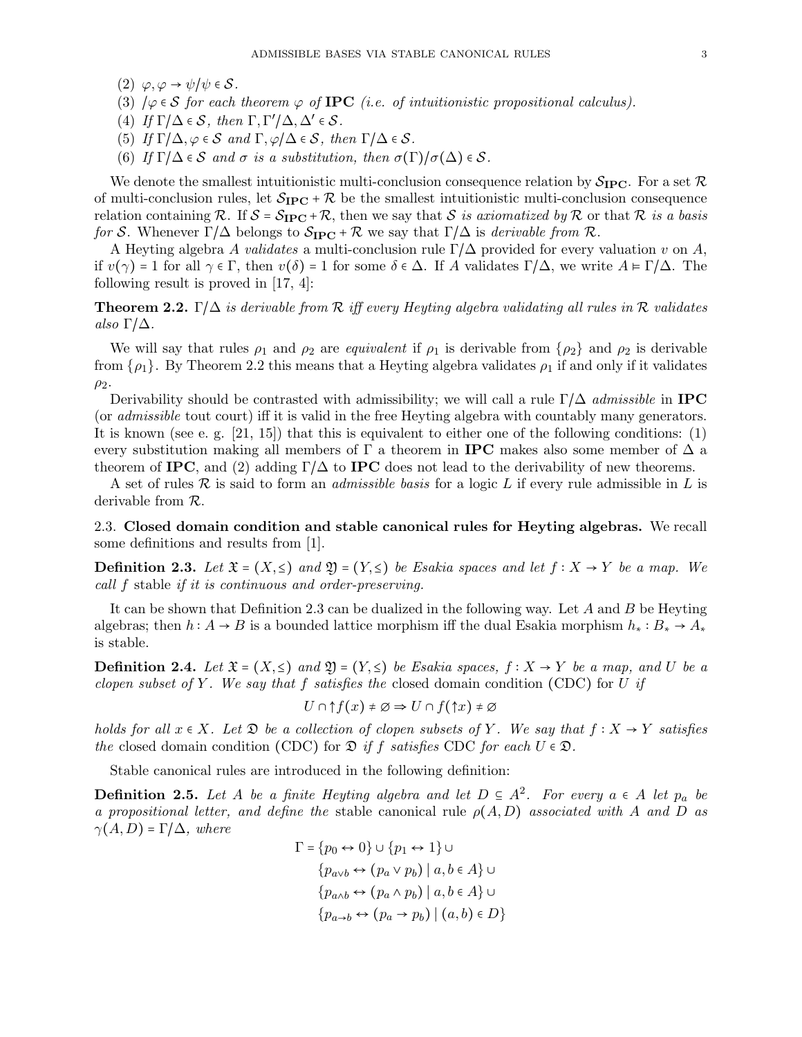(2) $\varphi, \varphi \to \psi/\psi \in \mathcal{S}$.

(3) $/\varphi \in \mathcal{S}$ for each theorem $\varphi$ of **IPC** (i.e. of intuitionistic propositional calculus).

(4) If $\Gamma/\Delta \in \mathcal{S}$, then $\Gamma, \Gamma'/\Delta, \Delta' \in \mathcal{S}$.

(5) If $\Gamma/\Delta, \varphi \in \mathcal{S}$ and $\Gamma, \varphi/\Delta \in \mathcal{S}$, then $\Gamma/\Delta \in \mathcal{S}$.

(6) If $\Gamma/\Delta \in \mathcal{S}$ and $\sigma$ is a substitution, then $\sigma(\Gamma)/\sigma(\Delta) \in \mathcal{S}$.

We denote the smallest intuitionistic multi-conclusion consequence relation by $\mathcal{S}_{\mathbf{IPC}}$. For a set $\mathcal{R}$ of multi-conclusion rules, let $\mathcal{S}_{\mathbf{IPC}} + \mathcal{R}$ be the smallest intuitionistic multi-conclusion consequence relation containing $\mathcal{R}$. If $\mathcal{S} = \mathcal{S}_{\mathbf{IPC}} + \mathcal{R}$, then we say that $\mathcal{S}$ *is axiomatized by* $\mathcal{R}$ or that $\mathcal{R}$ *is a basis for* $\mathcal{S}$. Whenever $\Gamma/\Delta$ belongs to $\mathcal{S}_{\mathbf{IPC}} + \mathcal{R}$ we say that $\Gamma/\Delta$ is *derivable from* $\mathcal{R}$.

A Heyting algebra $A$ *validates* a multi-conclusion rule $\Gamma/\Delta$ provided for every valuation $v$ on $A$, if $v(\gamma) = 1$ for all $\gamma \in \Gamma$, then $v(\delta) = 1$ for some $\delta \in \Delta$. If $A$ validates $\Gamma/\Delta$, we write $A \vDash \Gamma/\Delta$. The following result is proved in [17, 4]:

**Theorem 2.2.** *$\Gamma/\Delta$ is derivable from $\mathcal{R}$ iff every Heyting algebra validating all rules in $\mathcal{R}$ validates also $\Gamma/\Delta$.*

We will say that rules $\rho_1$ and $\rho_2$ are *equivalent* if $\rho_1$ is derivable from $\{\rho_2\}$ and $\rho_2$ is derivable from $\{\rho_1\}$. By Theorem 2.2 this means that a Heyting algebra validates $\rho_1$ if and only if it validates $\rho_2$.

Derivability should be contrasted with admissibility; we will call a rule $\Gamma/\Delta$ *admissible* in **IPC** (or *admissible* tout court) iff it is valid in the free Heyting algebra with countably many generators. It is known (see e. g. [21, 15]) that this is equivalent to either one of the following conditions: (1) every substitution making all members of $\Gamma$ a theorem in **IPC** makes also some member of $\Delta$ a theorem of **IPC**, and (2) adding $\Gamma/\Delta$ to **IPC** does not lead to the derivability of new theorems.

A set of rules $\mathcal{R}$ is said to form an *admissible basis* for a logic $L$ if every rule admissible in $L$ is derivable from $\mathcal{R}$.

### 2.3. Closed domain condition and stable canonical rules for Heyting algebras.

We recall some definitions and results from [1].

**Definition 2.3.** *Let $\mathfrak{X} = (X, \leq)$ and $\mathfrak{Y} = (Y, \leq)$ be Esakia spaces and let $f : X \to Y$ be a map. We call $f$* stable *if it is continuous and order-preserving.*

It can be shown that Definition 2.3 can be dualized in the following way. Let $A$ and $B$ be Heyting algebras; then $h : A \to B$ is a bounded lattice morphism iff the dual Esakia morphism $h_* : B_* \to A_*$ is stable.

**Definition 2.4.** *Let $\mathfrak{X} = (X, \leq)$ and $\mathfrak{Y} = (Y, \leq)$ be Esakia spaces, $f : X \to Y$ be a map, and $U$ be a clopen subset of $Y$. We say that $f$ satisfies the* closed domain condition (CDC) *for $U$ if*

$$U \cap {\uparrow} f(x) \neq \varnothing \Rightarrow U \cap f({\uparrow} x) \neq \varnothing$$

*holds for all $x \in X$. Let $\mathfrak{D}$ be a collection of clopen subsets of $Y$. We say that $f : X \to Y$ satisfies the* closed domain condition (CDC) *for $\mathfrak{D}$ if $f$ satisfies CDC for each $U \in \mathfrak{D}$.*

Stable canonical rules are introduced in the following definition:

**Definition 2.5.** *Let $A$ be a finite Heyting algebra and let $D \subseteq A^2$. For every $a \in A$ let $p_a$ be a propositional letter, and define the* stable canonical rule *$\rho(A, D)$ associated with $A$ and $D$ as $\gamma(A, D) = \Gamma/\Delta$, where*

$$\begin{aligned}
\Gamma = \; & \{p_0 \leftrightarrow 0\} \cup \{p_1 \leftrightarrow 1\} \cup \\
& \{p_{a \vee b} \leftrightarrow (p_a \vee p_b) \mid a, b \in A\} \cup \\
& \{p_{a \wedge b} \leftrightarrow (p_a \wedge p_b) \mid a, b \in A\} \cup \\
& \{p_{a \to b} \leftrightarrow (p_a \to p_b) \mid (a, b) \in D\}
\end{aligned}$$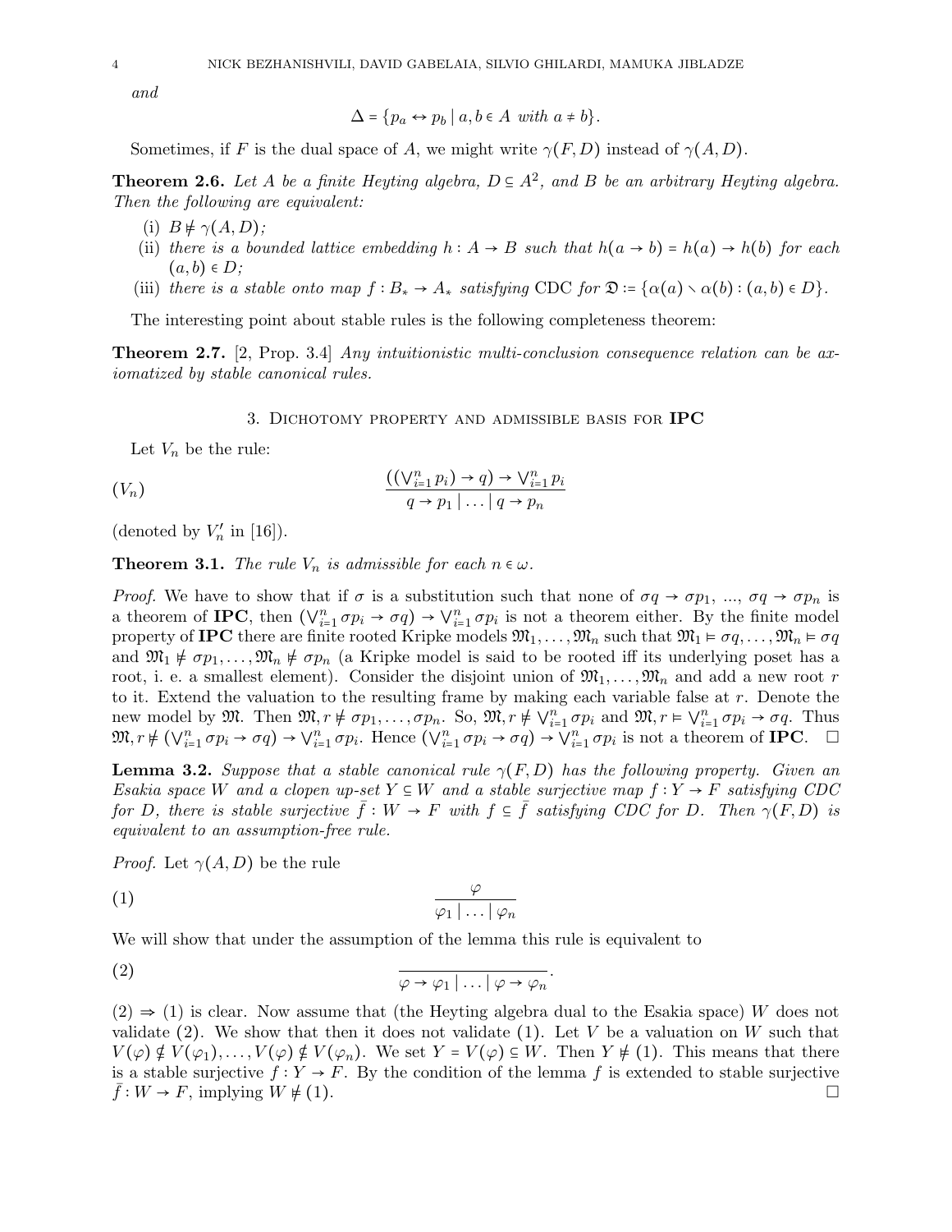*and*

$$\Delta = \{p_a \leftrightarrow p_b \mid a, b \in A \text{ with } a \neq b\}.$$

Sometimes, if $F$ is the dual space of $A$, we might write $\gamma(F, D)$ instead of $\gamma(A, D)$.

**Theorem 2.6.** *Let $A$ be a finite Heyting algebra, $D \subseteq A^2$, and $B$ be an arbitrary Heyting algebra. Then the following are equivalent:*

- (i) *$B \nvDash \gamma(A, D)$;*
- (ii) *there is a bounded lattice embedding $h : A \to B$ such that $h(a \to b) = h(a) \to h(b)$ for each $(a, b) \in D$;*
- (iii) *there is a stable onto map $f : B_* \to A_*$ satisfying* CDC *for $\mathfrak{D} := \{\alpha(a) \smallsetminus \alpha(b) : (a, b) \in D\}$.*

The interesting point about stable rules is the following completeness theorem:

**Theorem 2.7.** [2, Prop. 3.4] *Any intuitionistic multi-conclusion consequence relation can be axiomatized by stable canonical rules.*

## 3. Dichotomy property and admissible basis for IPC

Let $V_n$ be the rule:

$$(V_n) \qquad \frac{((\bigvee_{i=1}^n p_i) \to q) \to \bigvee_{i=1}^n p_i}{q \to p_1 \mid \ldots \mid q \to p_n}$$

(denoted by $V_n'$ in [16]).

**Theorem 3.1.** *The rule $V_n$ is admissible for each $n \in \omega$.*

*Proof.* We have to show that if $\sigma$ is a substitution such that none of $\sigma q \to \sigma p_1$, ..., $\sigma q \to \sigma p_n$ is a theorem of **IPC**, then $(\bigvee_{i=1}^n \sigma p_i \to \sigma q) \to \bigvee_{i=1}^n \sigma p_i$ is not a theorem either. By the finite model property of **IPC** there are finite rooted Kripke models $\mathfrak{M}_1, \ldots, \mathfrak{M}_n$ such that $\mathfrak{M}_1 \vDash \sigma q, \ldots, \mathfrak{M}_n \vDash \sigma q$ and $\mathfrak{M}_1 \nvDash \sigma p_1, \ldots, \mathfrak{M}_n \nvDash \sigma p_n$ (a Kripke model is said to be rooted iff its underlying poset has a root, i. e. a smallest element). Consider the disjoint union of $\mathfrak{M}_1, \ldots, \mathfrak{M}_n$ and add a new root $r$ to it. Extend the valuation to the resulting frame by making each variable false at $r$. Denote the new model by $\mathfrak{M}$. Then $\mathfrak{M}, r \nvDash \sigma p_1, \ldots, \sigma p_n$. So, $\mathfrak{M}, r \nvDash \bigvee_{i=1}^n \sigma p_i$ and $\mathfrak{M}, r \vDash \bigvee_{i=1}^n \sigma p_i \to \sigma q$. Thus $\mathfrak{M}, r \nvDash (\bigvee_{i=1}^n \sigma p_i \to \sigma q) \to \bigvee_{i=1}^n \sigma p_i$. Hence $(\bigvee_{i=1}^n \sigma p_i \to \sigma q) \to \bigvee_{i=1}^n \sigma p_i$ is not a theorem of **IPC**. $\square$

**Lemma 3.2.** *Suppose that a stable canonical rule $\gamma(F, D)$ has the following property. Given an Esakia space $W$ and a clopen up-set $Y \subseteq W$ and a stable surjective map $f : Y \to F$ satisfying CDC for $D$, there is stable surjective $\bar{f} : W \to F$ with $f \subseteq \bar{f}$ satisfying CDC for $D$. Then $\gamma(F, D)$ is equivalent to an assumption-free rule.*

*Proof.* Let $\gamma(A, D)$ be the rule

$$(1) \qquad \frac{\varphi}{\varphi_1 \mid \ldots \mid \varphi_n}$$

We will show that under the assumption of the lemma this rule is equivalent to

$$(2) \qquad \frac{}{\varphi \to \varphi_1 \mid \ldots \mid \varphi \to \varphi_n}.$$

$(2) \Rightarrow (1)$ is clear. Now assume that (the Heyting algebra dual to the Esakia space) $W$ does not validate (2). We show that then it does not validate (1). Let $V$ be a valuation on $W$ such that $V(\varphi) \nsubseteq V(\varphi_1), \ldots, V(\varphi) \nsubseteq V(\varphi_n)$. We set $Y = V(\varphi) \subseteq W$. Then $Y \nvDash (1)$. This means that there is a stable surjective $f : Y \to F$. By the condition of the lemma $f$ is extended to stable surjective $\bar{f} : W \to F$, implying $W \nvDash (1)$. $\square$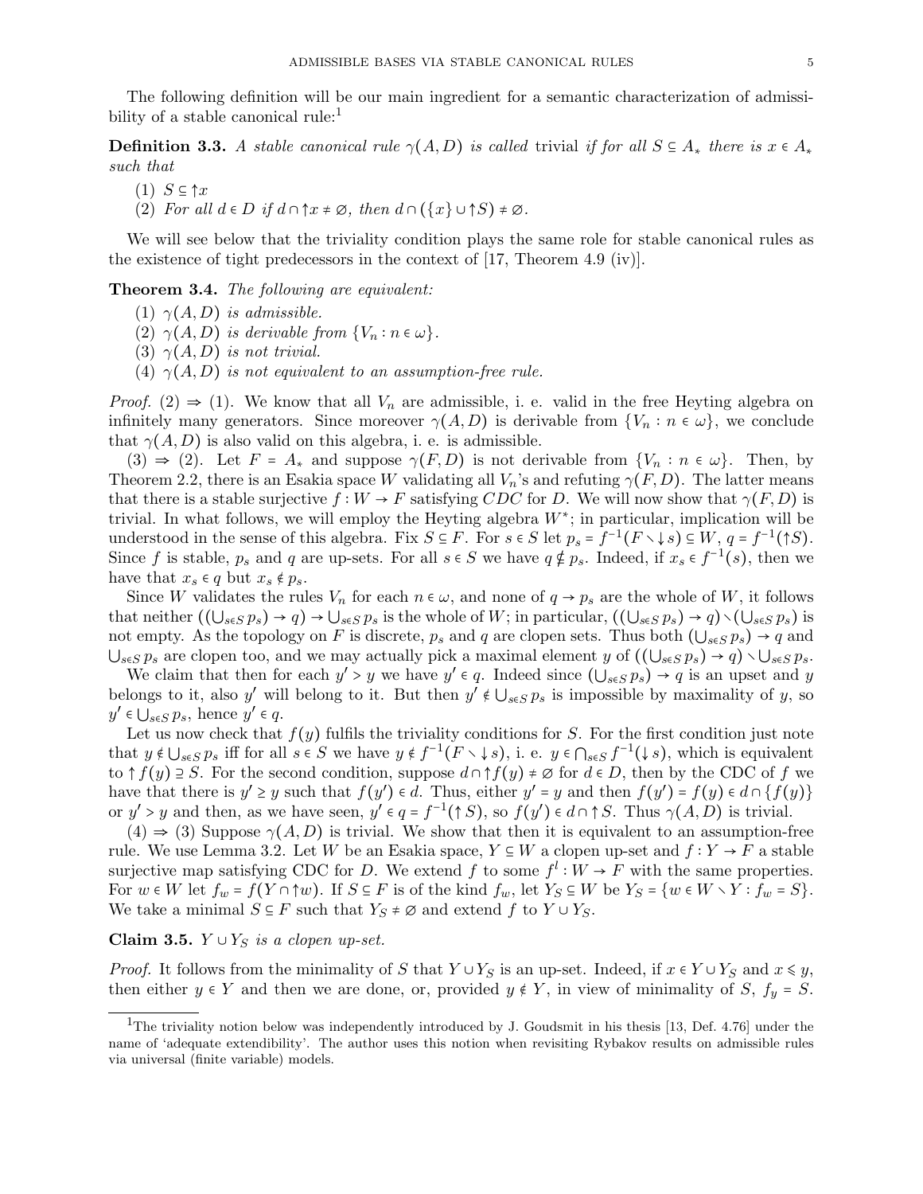The following definition will be our main ingredient for a semantic characterization of admissibility of a stable canonical rule:[1]

**Definition 3.3.** *A stable canonical rule $\gamma(A, D)$ is called* trivial *if for all $S \subseteq A_*$ there is $x \in A_*$ such that*

1. $S \subseteq \uparrow x$
2. *For all $d \in D$ if $d \cap \uparrow x \neq \varnothing$, then $d \cap (\{x\} \cup \uparrow S) \neq \varnothing$.*

We will see below that the triviality condition plays the same role for stable canonical rules as the existence of tight predecessors in the context of [17, Theorem 4.9 (iv)].

**Theorem 3.4.** *The following are equivalent:*

1. *$\gamma(A, D)$ is admissible.*
2. *$\gamma(A, D)$ is derivable from $\{V_n : n \in \omega\}$.*
3. *$\gamma(A, D)$ is not trivial.*
4. *$\gamma(A, D)$ is not equivalent to an assumption-free rule.*

*Proof.* (2) $\Rightarrow$ (1). We know that all $V_n$ are admissible, i. e. valid in the free Heyting algebra on infinitely many generators. Since moreover $\gamma(A, D)$ is derivable from $\{V_n : n \in \omega\}$, we conclude that $\gamma(A, D)$ is also valid on this algebra, i. e. is admissible.

(3) $\Rightarrow$ (2). Let $F = A_*$ and suppose $\gamma(F, D)$ is not derivable from $\{V_n : n \in \omega\}$. Then, by Theorem 2.2, there is an Esakia space $W$ validating all $V_n$'s and refuting $\gamma(F, D)$. The latter means that there is a stable surjective $f : W \to F$ satisfying $CDC$ for $D$. We will now show that $\gamma(F, D)$ is trivial. In what follows, we will employ the Heyting algebra $W^*$; in particular, implication will be understood in the sense of this algebra. Fix $S \subseteq F$. For $s \in S$ let $p_s = f^{-1}(F \smallsetminus \downarrow s) \subseteq W$, $q = f^{-1}(\uparrow S)$. Since $f$ is stable, $p_s$ and $q$ are up-sets. For all $s \in S$ we have $q \notin p_s$. Indeed, if $x_s \in f^{-1}(s)$, then we have that $x_s \in q$ but $x_s \notin p_s$.

Since $W$ validates the rules $V_n$ for each $n \in \omega$, and none of $q \to p_s$ are the whole of $W$, it follows that neither $((\bigcup_{s\in S} p_s) \to q) \to \bigcup_{s\in S} p_s$ is the whole of $W$; in particular, $((\bigcup_{s\in S} p_s) \to q) \smallsetminus (\bigcup_{s\in S} p_s)$ is not empty. As the topology on $F$ is discrete, $p_s$ and $q$ are clopen sets. Thus both $(\bigcup_{s\in S} p_s) \to q$ and $\bigcup_{s\in S} p_s$ are clopen too, and we may actually pick a maximal element $y$ of $((\bigcup_{s\in S} p_s) \to q) \smallsetminus \bigcup_{s\in S} p_s$.

We claim that then for each $y' > y$ we have $y' \in q$. Indeed since $(\bigcup_{s\in S} p_s) \to q$ is an upset and $y$ belongs to it, also $y'$ will belong to it. But then $y' \notin \bigcup_{s\in S} p_s$ is impossible by maximality of $y$, so $y' \in \bigcup_{s\in S} p_s$, hence $y' \in q$.

Let us now check that $f(y)$ fulfils the triviality conditions for $S$. For the first condition just note that $y \notin \bigcup_{s\in S} p_s$ iff for all $s \in S$ we have $y \notin f^{-1}(F \smallsetminus \downarrow s)$, i. e. $y \in \bigcap_{s\in S} f^{-1}(\downarrow s)$, which is equivalent to $\uparrow f(y) \supseteq S$. For the second condition, suppose $d \cap \uparrow f(y) \neq \varnothing$ for $d \in D$, then by the CDC of $f$ we have that there is $y' \geq y$ such that $f(y') \in d$. Thus, either $y' = y$ and then $f(y') = f(y) \in d \cap \{f(y)\}$ or $y' > y$ and then, as we have seen, $y' \in q = f^{-1}(\uparrow S)$, so $f(y') \in d \cap \uparrow S$. Thus $\gamma(A, D)$ is trivial.

(4) $\Rightarrow$ (3) Suppose $\gamma(A, D)$ is trivial. We show that then it is equivalent to an assumption-free rule. We use Lemma 3.2. Let $W$ be an Esakia space, $Y \subseteq W$ a clopen up-set and $f : Y \to F$ a stable surjective map satisfying CDC for $D$. We extend $f$ to some $f^l : W \to F$ with the same properties. For $w \in W$ let $f_w = f(Y \cap \uparrow w)$. If $S \subseteq F$ is of the kind $f_w$, let $Y_S \subseteq W$ be $Y_S = \{w \in W \smallsetminus Y : f_w = S\}$. We take a minimal $S \subseteq F$ such that $Y_S \neq \varnothing$ and extend $f$ to $Y \cup Y_S$.

**Claim 3.5.** *$Y \cup Y_S$ is a clopen up-set.*

*Proof.* It follows from the minimality of $S$ that $Y \cup Y_S$ is an up-set. Indeed, if $x \in Y \cup Y_S$ and $x \leqslant y$, then either $y \in Y$ and then we are done, or, provided $y \notin Y$, in view of minimality of $S$, $f_y = S$.

[1] The triviality notion below was independently introduced by J. Goudsmit in his thesis [13, Def. 4.76] under the name of 'adequate extendibility'. The author uses this notion when revisiting Rybakov results on admissible rules via universal (finite variable) models.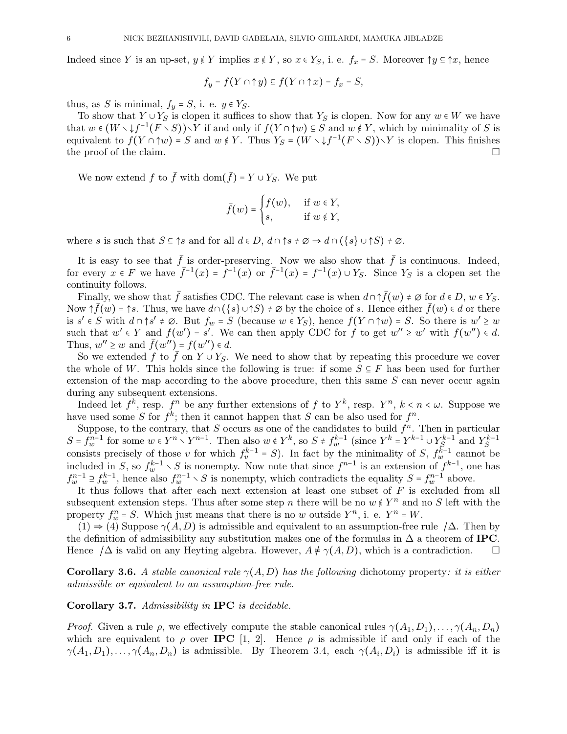Indeed since $Y$ is an up-set, $y \notin Y$ implies $x \notin Y$, so $x \in Y_S$, i. e. $f_x = S$. Moreover $\uparrow y \subseteq \uparrow x$, hence

$$f_y = f(Y \cap \uparrow y) \subseteq f(Y \cap \uparrow x) = f_x = S,$$

thus, as $S$ is minimal, $f_y = S$, i. e. $y \in Y_S$.

To show that $Y \cup Y_S$ is clopen it suffices to show that $Y_S$ is clopen. Now for any $w \in W$ we have that $w \in (W \smallsetminus \downarrow f^{-1}(F \smallsetminus S)) \smallsetminus Y$ if and only if $f(Y \cap \uparrow w) \subseteq S$ and $w \notin Y$, which by minimality of $S$ is equivalent to $f(Y \cap \uparrow w) = S$ and $w \notin Y$. Thus $Y_S = (W \smallsetminus \downarrow f^{-1}(F \smallsetminus S)) \smallsetminus Y$ is clopen. This finishes the proof of the claim. □

We now extend $f$ to $\bar{f}$ with $\mathrm{dom}(\bar{f}) = Y \cup Y_S$. We put

$$\bar{f}(w) = \begin{cases} f(w), & \text{if } w \in Y, \\ s, & \text{if } w \notin Y, \end{cases}$$

where $s$ is such that $S \subseteq \uparrow s$ and for all $d \in D$, $d \cap \uparrow s \neq \varnothing \Rightarrow d \cap (\{s\} \cup \uparrow S) \neq \varnothing$.

It is easy to see that $\bar{f}$ is order-preserving. Now we also show that $\bar{f}$ is continuous. Indeed, for every $x \in F$ we have $\bar{f}^{-1}(x) = f^{-1}(x)$ or $\bar{f}^{-1}(x) = f^{-1}(x) \cup Y_S$. Since $Y_S$ is a clopen set the continuity follows.

Finally, we show that $\bar{f}$ satisfies CDC. The relevant case is when $d \cap \uparrow \bar{f}(w) \neq \varnothing$ for $d \in D$, $w \in Y_S$. Now $\uparrow \bar{f}(w) = \uparrow s$. Thus, we have $d \cap (\{s\} \cup \uparrow S) \neq \varnothing$ by the choice of $s$. Hence either $\bar{f}(w) \in d$ or there is $s' \in S$ with $d \cap \uparrow s' \neq \varnothing$. But $f_w = S$ (because $w \in Y_S$), hence $f(Y \cap \uparrow w) = S$. So there is $w' \geq w$ such that $w' \in Y$ and $f(w') = s'$. We can then apply CDC for $f$ to get $w'' \geq w'$ with $f(w'') \in d$. Thus, $w'' \geq w$ and $\bar{f}(w'') = f(w'') \in d$.

So we extended $f$ to $\bar{f}$ on $Y \cup Y_S$. We need to show that by repeating this procedure we cover the whole of $W$. This holds since the following is true: if some $S \subseteq F$ has been used for further extension of the map according to the above procedure, then this same $S$ can never occur again during any subsequent extensions.

Indeed let $f^k$, resp. $f^n$ be any further extensions of $f$ to $Y^k$, resp. $Y^n$, $k < n < \omega$. Suppose we have used some $S$ for $f^k$; then it cannot happen that $S$ can be also used for $f^n$.

Suppose, to the contrary, that $S$ occurs as one of the candidates to build $f^n$. Then in particular $S = f^{n-1}_w$ for some $w \in Y^n \smallsetminus Y^{n-1}$. Then also $w \notin Y^k$, so $S \neq f^{k-1}_w$ (since $Y^k = Y^{k-1} \cup Y^{k-1}_S$ and $Y^{k-1}_S$ consists precisely of those $v$ for which $f^{k-1}_v = S$). In fact by the minimality of $S$, $f^{k-1}_w$ cannot be included in $S$, so $f^{k-1}_w \smallsetminus S$ is nonempty. Now note that since $f^{n-1}$ is an extension of $f^{k-1}$, one has $f^{n-1}_w \supseteq f^{k-1}_w$, hence also $f^{n-1}_w \smallsetminus S$ is nonempty, which contradicts the equality $S = f^{n-1}_w$ above.

It thus follows that after each next extension at least one subset of $F$ is excluded from all subsequent extension steps. Thus after some step $n$ there will be no $w \notin Y^n$ and no $S$ left with the property $f^n_w = S$. Which just means that there is no $w$ outside $Y^n$, i. e. $Y^n = W$.

(1) ⇒ (4) Suppose $\gamma(A, D)$ is admissible and equivalent to an assumption-free rule $/\Delta$. Then by the definition of admissibility any substitution makes one of the formulas in $\Delta$ a theorem of **IPC**. Hence $/\Delta$ is valid on any Heyting algebra. However, $A \nvDash \gamma(A, D)$, which is a contradiction. □

**Corollary 3.6.** *A stable canonical rule $\gamma(A, D)$ has the following* dichotomy property*: it is either admissible or equivalent to an assumption-free rule.*

**Corollary 3.7.** *Admissibility in* **IPC** *is decidable.*

*Proof.* Given a rule $\rho$, we effectively compute the stable canonical rules $\gamma(A_1, D_1), \ldots, \gamma(A_n, D_n)$ which are equivalent to $\rho$ over **IPC** [1, 2]. Hence $\rho$ is admissible if and only if each of the $\gamma(A_1, D_1), \ldots, \gamma(A_n, D_n)$ is admissible. By Theorem 3.4, each $\gamma(A_i, D_i)$ is admissible iff it is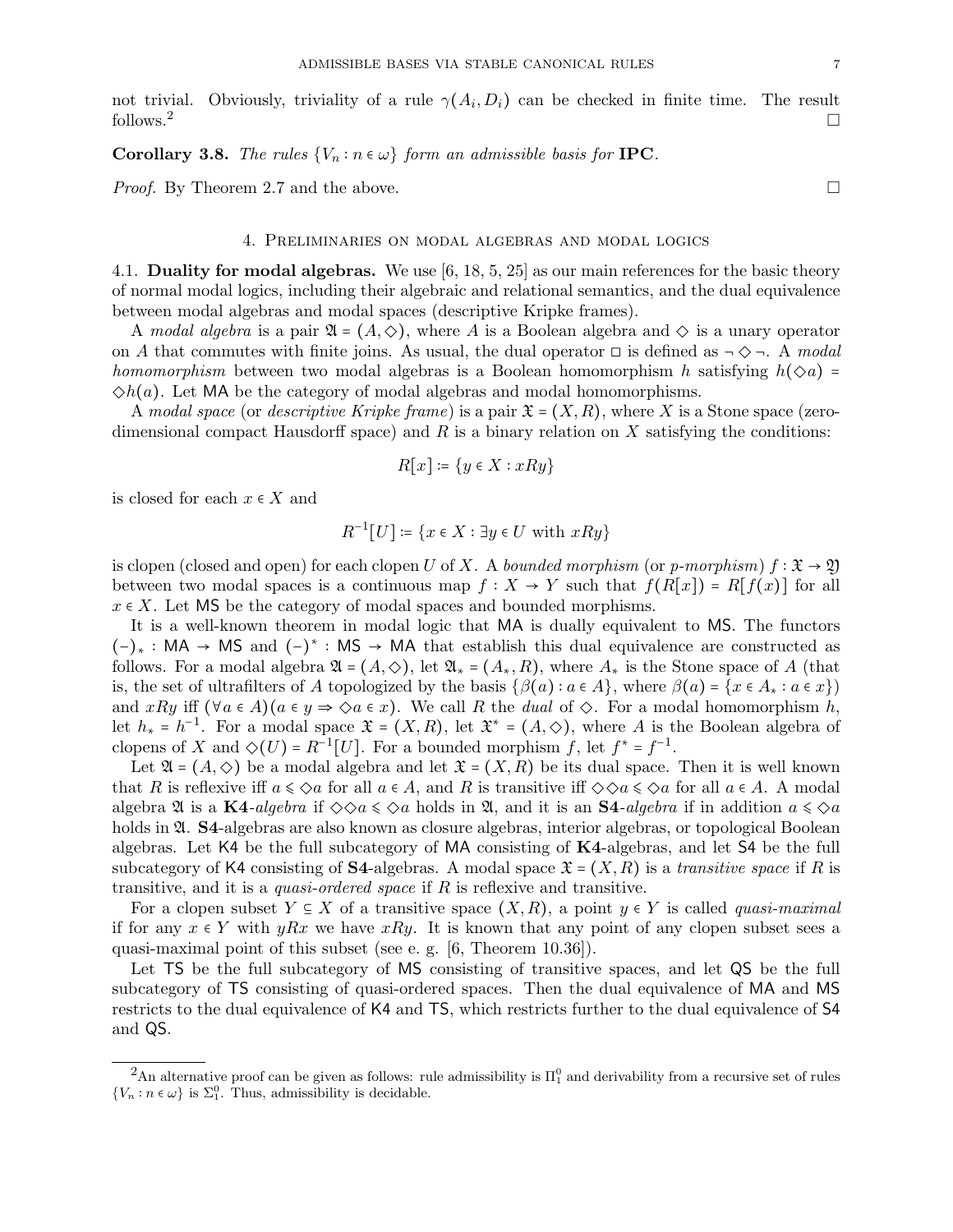not trivial. Obviously, triviality of a rule $\gamma(A_i, D_i)$ can be checked in finite time. The result follows.[2] □

**Corollary 3.8.** *The rules $\{V_n : n \in \omega\}$ form an admissible basis for* **IPC**.

*Proof.* By Theorem 2.7 and the above. □

## 4. Preliminaries on modal algebras and modal logics

4.1. **Duality for modal algebras.** We use [6, 18, 5, 25] as our main references for the basic theory of normal modal logics, including their algebraic and relational semantics, and the dual equivalence between modal algebras and modal spaces (descriptive Kripke frames).

A *modal algebra* is a pair $\mathfrak{A} = (A, \Diamond)$, where $A$ is a Boolean algebra and $\Diamond$ is a unary operator on $A$ that commutes with finite joins. As usual, the dual operator $\Box$ is defined as $\neg \Diamond \neg$. A *modal homomorphism* between two modal algebras is a Boolean homomorphism $h$ satisfying $h(\Diamond a) = \Diamond h(a)$. Let $\mathsf{MA}$ be the category of modal algebras and modal homomorphisms.

A *modal space* (or *descriptive Kripke frame*) is a pair $\mathfrak{X} = (X, R)$, where $X$ is a Stone space (zero-dimensional compact Hausdorff space) and $R$ is a binary relation on $X$ satisfying the conditions:

$$R[x] \coloneqq \{y \in X : xRy\}$$

is closed for each $x \in X$ and

$$R^{-1}[U] \coloneqq \{x \in X : \exists y \in U \text{ with } xRy\}$$

is clopen (closed and open) for each clopen $U$ of $X$. A *bounded morphism* (or *p-morphism*) $f : \mathfrak{X} \to \mathfrak{Y}$ between two modal spaces is a continuous map $f : X \to Y$ such that $f(R[x]) = R[f(x)]$ for all $x \in X$. Let $\mathsf{MS}$ be the category of modal spaces and bounded morphisms.

It is a well-known theorem in modal logic that $\mathsf{MA}$ is dually equivalent to $\mathsf{MS}$. The functors $(-)_* : \mathsf{MA} \to \mathsf{MS}$ and $(-)^* : \mathsf{MS} \to \mathsf{MA}$ that establish this dual equivalence are constructed as follows. For a modal algebra $\mathfrak{A} = (A, \Diamond)$, let $\mathfrak{A}_* = (A_*, R)$, where $A_*$ is the Stone space of $A$ (that is, the set of ultrafilters of $A$ topologized by the basis $\{\beta(a) : a \in A\}$, where $\beta(a) = \{x \in A_* : a \in x\}$) and $xRy$ iff $(\forall a \in A)(a \in y \Rightarrow \Diamond a \in x)$. We call $R$ the *dual* of $\Diamond$. For a modal homomorphism $h$, let $h_* = h^{-1}$. For a modal space $\mathfrak{X} = (X, R)$, let $\mathfrak{X}^* = (A, \Diamond)$, where $A$ is the Boolean algebra of clopens of $X$ and $\Diamond(U) = R^{-1}[U]$. For a bounded morphism $f$, let $f^* = f^{-1}$.

Let $\mathfrak{A} = (A, \Diamond)$ be a modal algebra and let $\mathfrak{X} = (X, R)$ be its dual space. Then it is well known that $R$ is reflexive iff $a \leqslant \Diamond a$ for all $a \in A$, and $R$ is transitive iff $\Diamond\Diamond a \leqslant \Diamond a$ for all $a \in A$. A modal algebra $\mathfrak{A}$ is a **K4**-*algebra* if $\Diamond\Diamond a \leqslant \Diamond a$ holds in $\mathfrak{A}$, and it is an **S4**-*algebra* if in addition $a \leqslant \Diamond a$ holds in $\mathfrak{A}$. **S4**-algebras are also known as closure algebras, interior algebras, or topological Boolean algebras. Let $\mathsf{K4}$ be the full subcategory of $\mathsf{MA}$ consisting of **K4**-algebras, and let $\mathsf{S4}$ be the full subcategory of $\mathsf{K4}$ consisting of **S4**-algebras. A modal space $\mathfrak{X} = (X, R)$ is a *transitive space* if $R$ is transitive, and it is a *quasi-ordered space* if $R$ is reflexive and transitive.

For a clopen subset $Y \subseteq X$ of a transitive space $(X, R)$, a point $y \in Y$ is called *quasi-maximal* if for any $x \in Y$ with $yRx$ we have $xRy$. It is known that any point of any clopen subset sees a quasi-maximal point of this subset (see e. g. [6, Theorem 10.36]).

Let $\mathsf{TS}$ be the full subcategory of $\mathsf{MS}$ consisting of transitive spaces, and let $\mathsf{QS}$ be the full subcategory of $\mathsf{TS}$ consisting of quasi-ordered spaces. Then the dual equivalence of $\mathsf{MA}$ and $\mathsf{MS}$ restricts to the dual equivalence of $\mathsf{K4}$ and $\mathsf{TS}$, which restricts further to the dual equivalence of $\mathsf{S4}$ and $\mathsf{QS}$.

---

[2] An alternative proof can be given as follows: rule admissibility is $\Pi^0_1$ and derivability from a recursive set of rules $\{V_n : n \in \omega\}$ is $\Sigma^0_1$. Thus, admissibility is decidable.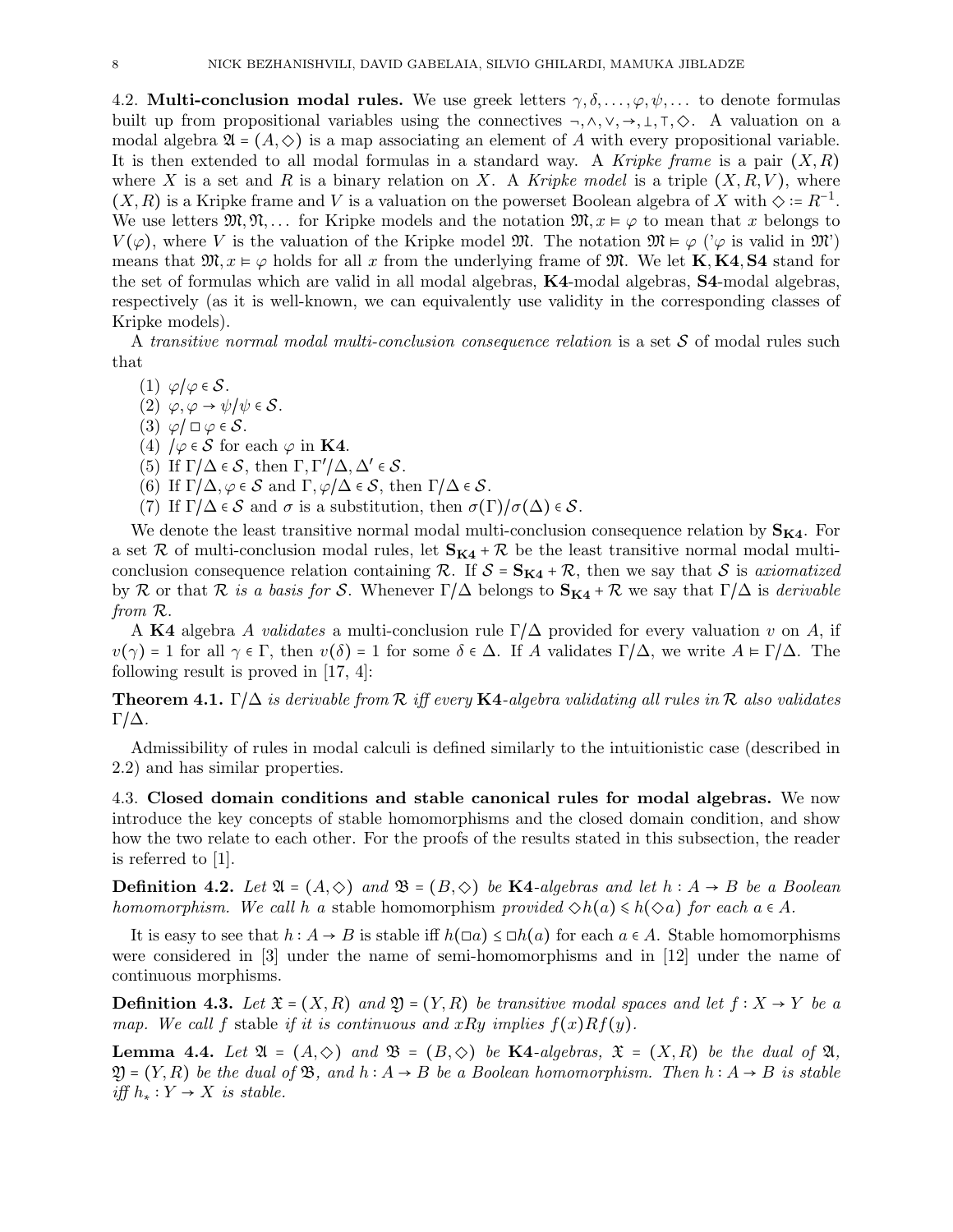4.2. **Multi-conclusion modal rules.** We use greek letters $\gamma, \delta, \ldots, \varphi, \psi, \ldots$ to denote formulas built up from propositional variables using the connectives $\neg, \wedge, \vee, \to, \bot, \top, \Diamond$. A valuation on a modal algebra $\mathfrak{A} = (A, \Diamond)$ is a map associating an element of $A$ with every propositional variable. It is then extended to all modal formulas in a standard way. A *Kripke frame* is a pair $(X, R)$ where $X$ is a set and $R$ is a binary relation on $X$. A *Kripke model* is a triple $(X, R, V)$, where $(X, R)$ is a Kripke frame and $V$ is a valuation on the powerset Boolean algebra of $X$ with $\Diamond := R^{-1}$. We use letters $\mathfrak{M}, \mathfrak{N}, \ldots$ for Kripke models and the notation $\mathfrak{M}, x \vDash \varphi$ to mean that $x$ belongs to $V(\varphi)$, where $V$ is the valuation of the Kripke model $\mathfrak{M}$. The notation $\mathfrak{M} \vDash \varphi$ ('$\varphi$ is valid in $\mathfrak{M}$') means that $\mathfrak{M}, x \vDash \varphi$ holds for all $x$ from the underlying frame of $\mathfrak{M}$. We let $\mathbf{K}, \mathbf{K4}, \mathbf{S4}$ stand for the set of formulas which are valid in all modal algebras, $\mathbf{K4}$-modal algebras, $\mathbf{S4}$-modal algebras, respectively (as it is well-known, we can equivalently use validity in the corresponding classes of Kripke models).

A *transitive normal modal multi-conclusion consequence relation* is a set $\mathcal{S}$ of modal rules such that

(1) $\varphi/\varphi \in \mathcal{S}$.
(2) $\varphi, \varphi \to \psi/\psi \in \mathcal{S}$.
(3) $\varphi/\Box\varphi \in \mathcal{S}$.
(4) $/\varphi \in \mathcal{S}$ for each $\varphi$ in $\mathbf{K4}$.
(5) If $\Gamma/\Delta \in \mathcal{S}$, then $\Gamma, \Gamma'/\Delta, \Delta' \in \mathcal{S}$.
(6) If $\Gamma/\Delta, \varphi \in \mathcal{S}$ and $\Gamma, \varphi/\Delta \in \mathcal{S}$, then $\Gamma/\Delta \in \mathcal{S}$.
(7) If $\Gamma/\Delta \in \mathcal{S}$ and $\sigma$ is a substitution, then $\sigma(\Gamma)/\sigma(\Delta) \in \mathcal{S}$.

We denote the least transitive normal modal multi-conclusion consequence relation by $\mathbf{S_{K4}}$. For a set $\mathcal{R}$ of multi-conclusion modal rules, let $\mathbf{S_{K4}} + \mathcal{R}$ be the least transitive normal modal multi-conclusion consequence relation containing $\mathcal{R}$. If $\mathcal{S} = \mathbf{S_{K4}} + \mathcal{R}$, then we say that $\mathcal{S}$ is *axiomatized* by $\mathcal{R}$ or that $\mathcal{R}$ *is a basis for* $\mathcal{S}$. Whenever $\Gamma/\Delta$ belongs to $\mathbf{S_{K4}} + \mathcal{R}$ we say that $\Gamma/\Delta$ is *derivable from* $\mathcal{R}$.

A $\mathbf{K4}$ algebra $A$ *validates* a multi-conclusion rule $\Gamma/\Delta$ provided for every valuation $v$ on $A$, if $v(\gamma) = 1$ for all $\gamma \in \Gamma$, then $v(\delta) = 1$ for some $\delta \in \Delta$. If $A$ validates $\Gamma/\Delta$, we write $A \vDash \Gamma/\Delta$. The following result is proved in [17, 4]:

**Theorem 4.1.** *$\Gamma/\Delta$ is derivable from $\mathcal{R}$ iff every $\mathbf{K4}$-algebra validating all rules in $\mathcal{R}$ also validates $\Gamma/\Delta$.*

Admissibility of rules in modal calculi is defined similarly to the intuitionistic case (described in 2.2) and has similar properties.

4.3. **Closed domain conditions and stable canonical rules for modal algebras.** We now introduce the key concepts of stable homomorphisms and the closed domain condition, and show how the two relate to each other. For the proofs of the results stated in this subsection, the reader is referred to [1].

**Definition 4.2.** *Let $\mathfrak{A} = (A, \Diamond)$ and $\mathfrak{B} = (B, \Diamond)$ be $\mathbf{K4}$-algebras and let $h : A \to B$ be a Boolean homomorphism. We call $h$ a* stable homomorphism *provided $\Diamond h(a) \leqslant h(\Diamond a)$ for each $a \in A$.*

It is easy to see that $h : A \to B$ is stable iff $h(\Box a) \leq \Box h(a)$ for each $a \in A$. Stable homomorphisms were considered in [3] under the name of semi-homomorphisms and in [12] under the name of continuous morphisms.

**Definition 4.3.** *Let $\mathfrak{X} = (X, R)$ and $\mathfrak{Y} = (Y, R)$ be transitive modal spaces and let $f : X \to Y$ be a map. We call $f$* stable *if it is continuous and $xRy$ implies $f(x)Rf(y)$.*

**Lemma 4.4.** *Let $\mathfrak{A} = (A, \Diamond)$ and $\mathfrak{B} = (B, \Diamond)$ be $\mathbf{K4}$-algebras, $\mathfrak{X} = (X, R)$ be the dual of $\mathfrak{A}$, $\mathfrak{Y} = (Y, R)$ be the dual of $\mathfrak{B}$, and $h : A \to B$ be a Boolean homomorphism. Then $h : A \to B$ is stable iff $h_* : Y \to X$ is stable.*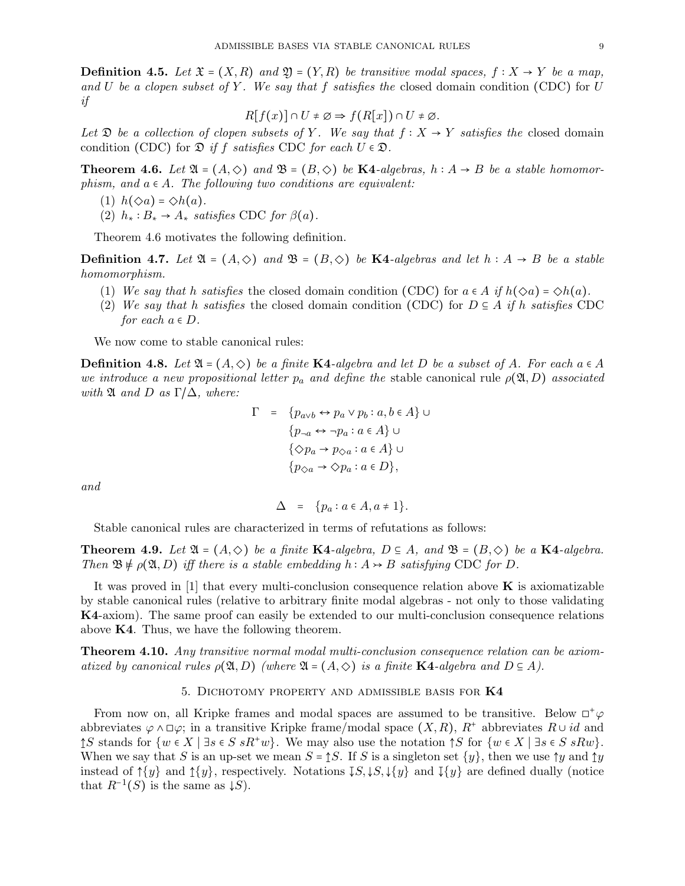**Definition 4.5.** *Let $\mathfrak{X} = (X, R)$ and $\mathfrak{Y} = (Y, R)$ be transitive modal spaces, $f : X \to Y$ be a map, and $U$ be a clopen subset of $Y$. We say that $f$ satisfies the* closed domain condition (CDC) *for $U$ if*

$$R[f(x)] \cap U \neq \varnothing \Rightarrow f(R[x]) \cap U \neq \varnothing.$$

*Let $\mathfrak{D}$ be a collection of clopen subsets of $Y$. We say that $f : X \to Y$ satisfies the* closed domain condition (CDC) *for $\mathfrak{D}$ if $f$ satisfies CDC for each $U \in \mathfrak{D}$.*

**Theorem 4.6.** *Let $\mathfrak{A} = (A, \Diamond)$ and $\mathfrak{B} = (B, \Diamond)$ be* **K4***-algebras, $h : A \to B$ be a stable homomorphism, and $a \in A$. The following two conditions are equivalent:*

1. *$h(\Diamond a) = \Diamond h(a)$.*
2. *$h_* : B_* \to A_*$ satisfies CDC for $\beta(a)$.*

Theorem 4.6 motivates the following definition.

**Definition 4.7.** *Let $\mathfrak{A} = (A, \Diamond)$ and $\mathfrak{B} = (B, \Diamond)$ be* **K4***-algebras and let $h : A \to B$ be a stable homomorphism.*

1. *We say that $h$ satisfies* the closed domain condition (CDC) *for $a \in A$ if $h(\Diamond a) = \Diamond h(a)$.*
2. *We say that $h$ satisfies* the closed domain condition (CDC) *for $D \subseteq A$ if $h$ satisfies CDC for each $a \in D$.*

We now come to stable canonical rules:

**Definition 4.8.** *Let $\mathfrak{A} = (A, \Diamond)$ be a finite* **K4***-algebra and let $D$ be a subset of $A$. For each $a \in A$ we introduce a new propositional letter $p_a$ and define the* stable canonical rule $\rho(\mathfrak{A}, D)$ *associated with $\mathfrak{A}$ and $D$ as $\Gamma/\Delta$, where:*

$$\begin{aligned}\Gamma \;=\; & \{p_{a\vee b} \leftrightarrow p_a \vee p_b : a, b \in A\} \cup \\ & \{p_{\neg a} \leftrightarrow \neg p_a : a \in A\} \cup \\ & \{\Diamond p_a \to p_{\Diamond a} : a \in A\} \cup \\ & \{p_{\Diamond a} \to \Diamond p_a : a \in D\},\end{aligned}$$

*and*

$$\Delta \;=\; \{p_a : a \in A, a \neq 1\}.$$

Stable canonical rules are characterized in terms of refutations as follows:

**Theorem 4.9.** *Let $\mathfrak{A} = (A, \Diamond)$ be a finite* **K4***-algebra, $D \subseteq A$, and $\mathfrak{B} = (B, \Diamond)$ be a* **K4***-algebra. Then $\mathfrak{B} \not\models \rho(\mathfrak{A}, D)$ iff there is a stable embedding $h : A \rightarrowtail B$ satisfying CDC for $D$.*

It was proved in [1] that every multi-conclusion consequence relation above **K** is axiomatizable by stable canonical rules (relative to arbitrary finite modal algebras - not only to those validating **K4**-axiom). The same proof can easily be extended to our multi-conclusion consequence relations above **K4**. Thus, we have the following theorem.

**Theorem 4.10.** *Any transitive normal modal multi-conclusion consequence relation can be axiomatized by canonical rules $\rho(\mathfrak{A}, D)$ (where $\mathfrak{A} = (A, \Diamond)$ is a finite* **K4***-algebra and $D \subseteq A$).*

## 5. Dichotomy property and admissible basis for K4

From now on, all Kripke frames and modal spaces are assumed to be transitive. Below $\Box^+\varphi$ abbreviates $\varphi \wedge \Box\varphi$; in a transitive Kripke frame/modal space $(X, R)$, $R^+$ abbreviates $R \cup id$ and $\Uparrow S$ stands for $\{w \in X \mid \exists s \in S\ sR^+w\}$. We may also use the notation $\uparrow S$ for $\{w \in X \mid \exists s \in S\ sRw\}$. When we say that $S$ is an up-set we mean $S = \Uparrow S$. If $S$ is a singleton set $\{y\}$, then we use $\uparrow y$ and $\Uparrow y$ instead of $\uparrow\{y\}$ and $\Uparrow\{y\}$, respectively. Notations $\Downarrow S, \downarrow S, \downarrow\{y\}$ and $\Downarrow\{y\}$ are defined dually (notice that $R^{-1}(S)$ is the same as $\downarrow S$).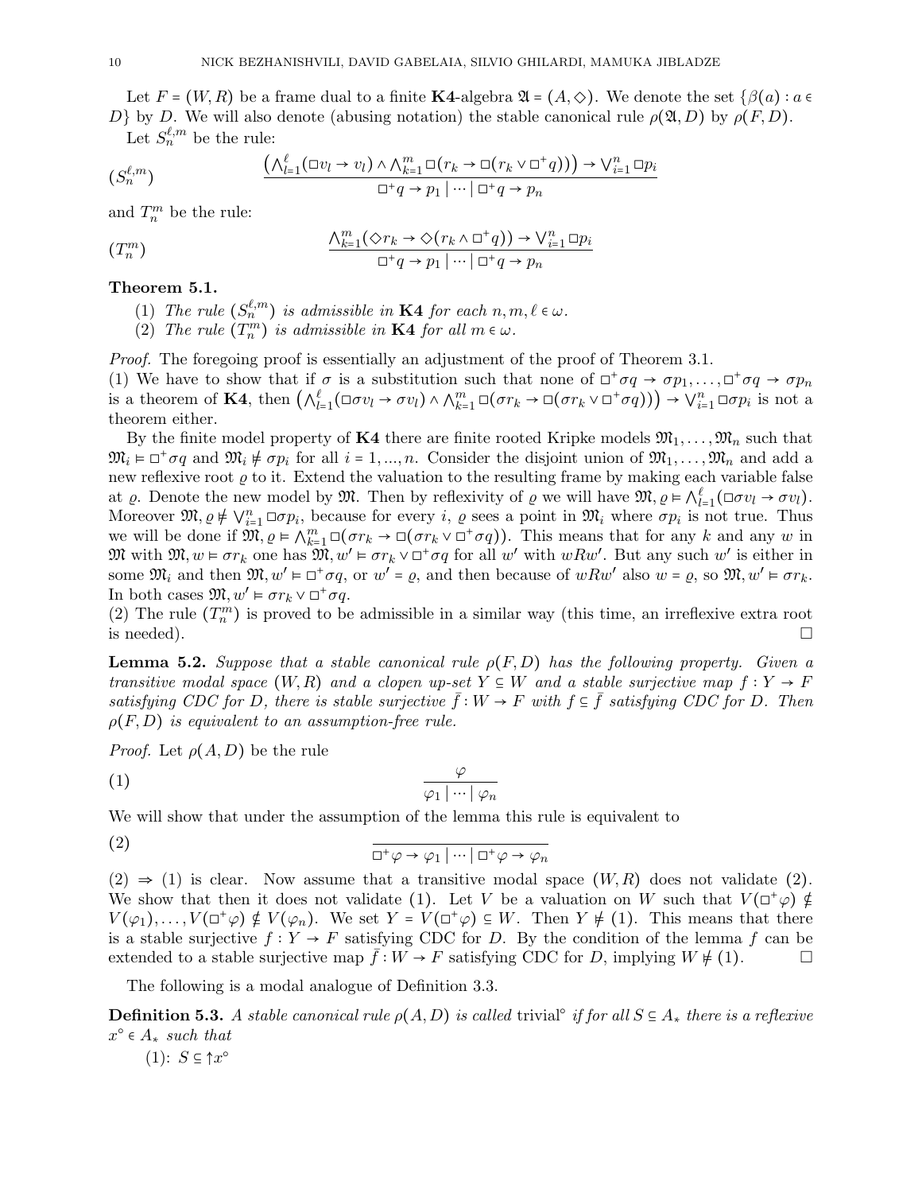Let $F = (W, R)$ be a frame dual to a finite **K4**-algebra $\mathfrak{A} = (A, \diamond)$. We denote the set $\{\beta(a) : a \in D\}$ by $D$. We will also denote (abusing notation) the stable canonical rule $\rho(\mathfrak{A}, D)$ by $\rho(F, D)$.

Let $S_n^{\ell,m}$ be the rule:

$$(S_n^{\ell,m}) \qquad \frac{\left(\bigwedge_{l=1}^{\ell}(\Box v_l \to v_l) \wedge \bigwedge_{k=1}^{m} \Box(r_k \to \Box(r_k \vee \Box^+ q))\right) \to \bigvee_{i=1}^{n} \Box p_i}{\Box^+ q \to p_1 \mid \cdots \mid \Box^+ q \to p_n}$$

and $T_n^m$ be the rule:

$$(T_n^m) \qquad \frac{\bigwedge_{k=1}^{m}(\diamond r_k \to \diamond(r_k \wedge \Box^+ q)) \to \bigvee_{i=1}^{n} \Box p_i}{\Box^+ q \to p_1 \mid \cdots \mid \Box^+ q \to p_n}$$

**Theorem 5.1.**

(1) *The rule $(S_n^{\ell,m})$ is admissible in* **K4** *for each $n, m, \ell \in \omega$.*

(2) *The rule $(T_n^m)$ is admissible in* **K4** *for all $m \in \omega$.*

*Proof.* The foregoing proof is essentially an adjustment of the proof of Theorem 3.1.

(1) We have to show that if $\sigma$ is a substitution such that none of $\Box^+\sigma q \to \sigma p_1, \ldots, \Box^+\sigma q \to \sigma p_n$ is a theorem of **K4**, then $\left(\bigwedge_{l=1}^{\ell}(\Box\sigma v_l \to \sigma v_l) \wedge \bigwedge_{k=1}^{m} \Box(\sigma r_k \to \Box(\sigma r_k \vee \Box^+\sigma q))\right) \to \bigvee_{i=1}^{n} \Box\sigma p_i$ is not a theorem either.

By the finite model property of **K4** there are finite rooted Kripke models $\mathfrak{M}_1, \ldots, \mathfrak{M}_n$ such that $\mathfrak{M}_i \vDash \Box^+\sigma q$ and $\mathfrak{M}_i \nvDash \sigma p_i$ for all $i = 1, ..., n$. Consider the disjoint union of $\mathfrak{M}_1, \ldots, \mathfrak{M}_n$ and add a new reflexive root $\varrho$ to it. Extend the valuation to the resulting frame by making each variable false at $\varrho$. Denote the new model by $\mathfrak{M}$. Then by reflexivity of $\varrho$ we will have $\mathfrak{M}, \varrho \vDash \bigwedge_{l=1}^{\ell}(\Box\sigma v_l \to \sigma v_l)$. Moreover $\mathfrak{M}, \varrho \nvDash \bigvee_{i=1}^{n} \Box\sigma p_i$, because for every $i$, $\varrho$ sees a point in $\mathfrak{M}_i$ where $\sigma p_i$ is not true. Thus we will be done if $\mathfrak{M}, \varrho \vDash \bigwedge_{k=1}^{m} \Box(\sigma r_k \to \Box(\sigma r_k \vee \Box^+\sigma q))$. This means that for any $k$ and any $w$ in $\mathfrak{M}$ with $\mathfrak{M}, w \vDash \sigma r_k$ one has $\mathfrak{M}, w' \vDash \sigma r_k \vee \Box^+\sigma q$ for all $w'$ with $wRw'$. But any such $w'$ is either in some $\mathfrak{M}_i$ and then $\mathfrak{M}, w' \vDash \Box^+\sigma q$, or $w' = \varrho$, and then because of $wRw'$ also $w = \varrho$, so $\mathfrak{M}, w' \vDash \sigma r_k$. In both cases $\mathfrak{M}, w' \vDash \sigma r_k \vee \Box^+\sigma q$.

(2) The rule $(T_n^m)$ is proved to be admissible in a similar way (this time, an irreflexive extra root is needed). □

**Lemma 5.2.** *Suppose that a stable canonical rule $\rho(F, D)$ has the following property. Given a transitive modal space $(W, R)$ and a clopen up-set $Y \subseteq W$ and a stable surjective map $f : Y \to F$ satisfying CDC for $D$, there is stable surjective $\bar{f} : W \to F$ with $f \subseteq \bar{f}$ satisfying CDC for $D$. Then $\rho(F, D)$ is equivalent to an assumption-free rule.*

*Proof.* Let $\rho(A, D)$ be the rule

$$(1) \qquad \frac{\varphi}{\varphi_1 \mid \cdots \mid \varphi_n}$$

We will show that under the assumption of the lemma this rule is equivalent to

$$(2) \qquad \frac{}{\Box^+\varphi \to \varphi_1 \mid \cdots \mid \Box^+\varphi \to \varphi_n}$$

(2) $\Rightarrow$ (1) is clear. Now assume that a transitive modal space $(W, R)$ does not validate (2). We show that then it does not validate (1). Let $V$ be a valuation on $W$ such that $V(\Box^+\varphi) \nsubseteq V(\varphi_1), \ldots, V(\Box^+\varphi) \nsubseteq V(\varphi_n)$. We set $Y = V(\Box^+\varphi) \subseteq W$. Then $Y \nvDash (1)$. This means that there is a stable surjective $f : Y \to F$ satisfying CDC for $D$. By the condition of the lemma $f$ can be extended to a stable surjective map $\bar{f} : W \to F$ satisfying CDC for $D$, implying $W \nvDash (1)$. □

The following is a modal analogue of Definition 3.3.

**Definition 5.3.** *A stable canonical rule $\rho(A, D)$ is called* trivial$^\circ$ *if for all $S \subseteq A_*$ there is a reflexive $x^\circ \in A_*$ such that*

(1): $S \subseteq {\uparrow}x^\circ$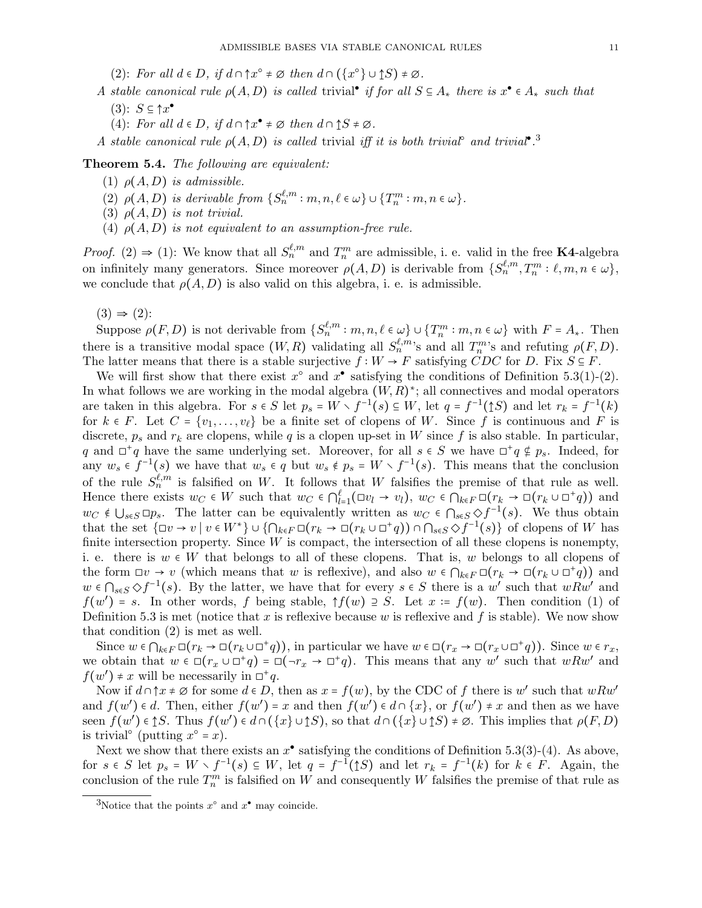(2): *For all $d \in D$, if $d \cap {\uparrow} x^\circ \neq \varnothing$ then $d \cap (\{x^\circ\} \cup {\uparrow} S) \neq \varnothing$.*

*A stable canonical rule $\rho(A, D)$ is called* trivial$^\bullet$ *if for all $S \subseteq A_*$ there is $x^\bullet \in A_*$ such that*

(3): *$S \subseteq {\uparrow} x^\bullet$*

(4): *For all $d \in D$, if $d \cap {\uparrow} x^\bullet \neq \varnothing$ then $d \cap {\uparrow} S \neq \varnothing$.*

*A stable canonical rule $\rho(A, D)$ is called* trivial *iff it is both trivial$^\circ$ and trivial$^\bullet$.*[3]

**Theorem 5.4.** *The following are equivalent:*

1. *$\rho(A, D)$ is admissible.*
2. *$\rho(A, D)$ is derivable from $\{S_n^{\ell,m} : m, n, \ell \in \omega\} \cup \{T_n^m : m, n \in \omega\}$.*
3. *$\rho(A, D)$ is not trivial.*
4. *$\rho(A, D)$ is not equivalent to an assumption-free rule.*

*Proof.* (2) $\Rightarrow$ (1): We know that all $S_n^{\ell,m}$ and $T_n^m$ are admissible, i. e. valid in the free **K4**-algebra on infinitely many generators. Since moreover $\rho(A, D)$ is derivable from $\{S_n^{\ell,m}, T_n^m : \ell, m, n \in \omega\}$, we conclude that $\rho(A, D)$ is also valid on this algebra, i. e. is admissible.

(3) $\Rightarrow$ (2):

Suppose $\rho(F, D)$ is not derivable from $\{S_n^{\ell,m} : m, n, \ell \in \omega\} \cup \{T_n^m : m, n \in \omega\}$ with $F = A_*$. Then there is a transitive modal space $(W, R)$ validating all $S_n^{\ell,m}$'s and all $T_n^m$'s and refuting $\rho(F, D)$. The latter means that there is a stable surjective $f : W \to F$ satisfying $CDC$ for $D$. Fix $S \subseteq F$.

We will first show that there exist $x^\circ$ and $x^\bullet$ satisfying the conditions of Definition 5.3(1)-(2). In what follows we are working in the modal algebra $(W, R)^*$; all connectives and modal operators are taken in this algebra. For $s \in S$ let $p_s = W \smallsetminus f^{-1}(s) \subseteq W$, let $q = f^{-1}({\uparrow} S)$ and let $r_k = f^{-1}(k)$ for $k \in F$. Let $C = \{v_1, \dots, v_\ell\}$ be a finite set of clopens of $W$. Since $f$ is continuous and $F$ is discrete, $p_s$ and $r_k$ are clopens, while $q$ is a clopen up-set in $W$ since $f$ is also stable. In particular, $q$ and $\Box^+ q$ have the same underlying set. Moreover, for all $s \in S$ we have $\Box^+ q \nsubseteq p_s$. Indeed, for any $w_s \in f^{-1}(s)$ we have that $w_s \in q$ but $w_s \notin p_s = W \smallsetminus f^{-1}(s)$. This means that the conclusion of the rule $S_n^{\ell,m}$ is falsified on $W$. It follows that $W$ falsifies the premise of that rule as well. Hence there exists $w_C \in W$ such that $w_C \in \bigcap_{l=1}^{\ell} (\Box v_l \to v_l)$, $w_C \in \bigcap_{k \in F} \Box(r_k \to \Box(r_k \cup \Box^+ q))$ and $w_C \notin \bigcup_{s \in S} \Box p_s$. The latter can be equivalently written as $w_C \in \bigcap_{s \in S} \Diamond f^{-1}(s)$. We thus obtain that the set $\{\Box v \to v \mid v \in W^*\} \cup \{\bigcap_{k \in F} \Box(r_k \to \Box(r_k \cup \Box^+ q)) \cap \bigcap_{s \in S} \Diamond f^{-1}(s)\}$ of clopens of $W$ has finite intersection property. Since $W$ is compact, the intersection of all these clopens is nonempty, i. e. there is $w \in W$ that belongs to all of these clopens. That is, $w$ belongs to all clopens of the form $\Box v \to v$ (which means that $w$ is reflexive), and also $w \in \bigcap_{k \in F} \Box(r_k \to \Box(r_k \cup \Box^+ q))$ and $w \in \bigcap_{s \in S} \Diamond f^{-1}(s)$. By the latter, we have that for every $s \in S$ there is a $w'$ such that $wRw'$ and $f(w') = s$. In other words, $f$ being stable, ${\uparrow} f(w) \supseteq S$. Let $x := f(w)$. Then condition (1) of Definition 5.3 is met (notice that $x$ is reflexive because $w$ is reflexive and $f$ is stable). We now show that condition (2) is met as well.

Since $w \in \bigcap_{k \in F} \Box(r_k \to \Box(r_k \cup \Box^+ q))$, in particular we have $w \in \Box(r_x \to \Box(r_x \cup \Box^+ q))$. Since $w \in r_x$, we obtain that $w \in \Box(r_x \cup \Box^+ q) = \Box(\neg r_x \to \Box^+ q)$. This means that any $w'$ such that $wRw'$ and $f(w') \neq x$ will be necessarily in $\Box^+ q$.

Now if $d \cap {\uparrow} x \neq \varnothing$ for some $d \in D$, then as $x = f(w)$, by the CDC of $f$ there is $w'$ such that $wRw'$ and $f(w') \in d$. Then, either $f(w') = x$ and then $f(w') \in d \cap \{x\}$, or $f(w') \neq x$ and then as we have seen $f(w') \in {\uparrow} S$. Thus $f(w') \in d \cap (\{x\} \cup {\uparrow} S)$, so that $d \cap (\{x\} \cup {\uparrow} S) \neq \varnothing$. This implies that $\rho(F, D)$ is trivial$^\circ$ (putting $x^\circ = x$).

Next we show that there exists an $x^\bullet$ satisfying the conditions of Definition 5.3(3)-(4). As above, for $s \in S$ let $p_s = W \smallsetminus f^{-1}(s) \subseteq W$, let $q = f^{-1}({\uparrow} S)$ and let $r_k = f^{-1}(k)$ for $k \in F$. Again, the conclusion of the rule $T_n^m$ is falsified on $W$ and consequently $W$ falsifies the premise of that rule as

[3] Notice that the points $x^\circ$ and $x^\bullet$ may coincide.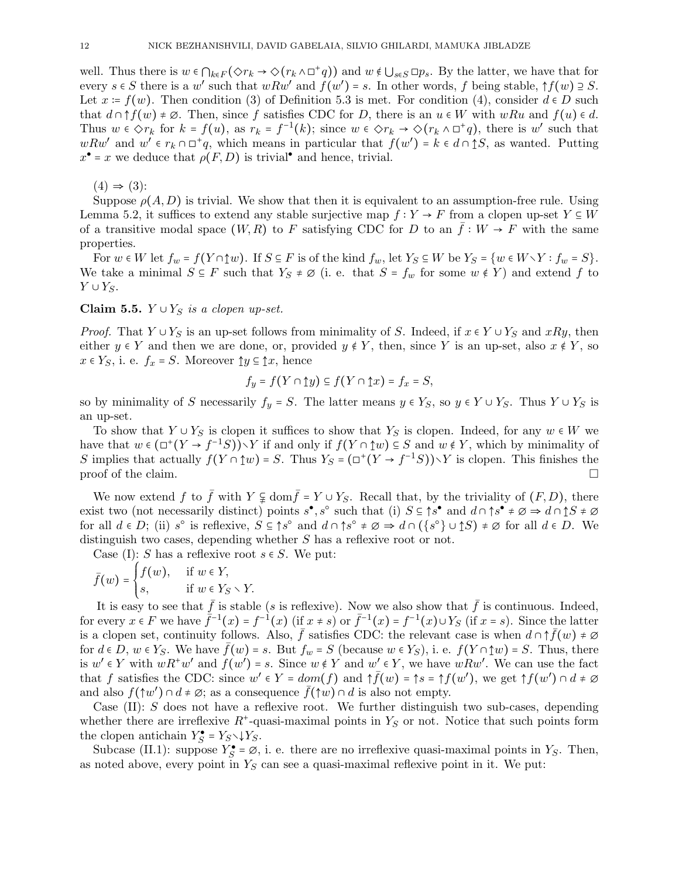well. Thus there is $w \in \bigcap_{k\in F}(\Diamond r_k \to \Diamond(r_k \wedge \Box^+ q))$ and $w \notin \bigcup_{s\in S} \Box p_s$. By the latter, we have that for every $s \in S$ there is a $w'$ such that $wRw'$ and $f(w') = s$. In other words, $f$ being stable, $\uparrow f(w) \supseteq S$. Let $x := f(w)$. Then condition (3) of Definition 5.3 is met. For condition (4), consider $d \in D$ such that $d \cap \uparrow f(w) \neq \varnothing$. Then, since $f$ satisfies CDC for $D$, there is an $u \in W$ with $wRu$ and $f(u) \in d$. Thus $w \in \Diamond r_k$ for $k = f(u)$, as $r_k = f^{-1}(k)$; since $w \in \Diamond r_k \to \Diamond(r_k \wedge \Box^+ q)$, there is $w'$ such that $wRw'$ and $w' \in r_k \cap \Box^+ q$, which means in particular that $f(w') = k \in d \cap {\Uparrow} S$, as wanted. Putting $x^\bullet = x$ we deduce that $\rho(F, D)$ is trivial$^\bullet$ and hence, trivial.

(4) $\Rightarrow$ (3):

Suppose $\rho(A, D)$ is trivial. We show that then it is equivalent to an assumption-free rule. Using Lemma 5.2, it suffices to extend any stable surjective map $f : Y \to F$ from a clopen up-set $Y \subseteq W$ of a transitive modal space $(W, R)$ to $F$ satisfying CDC for $D$ to an $\bar{f} : W \to F$ with the same properties.

For $w \in W$ let $f_w = f(Y \cap {\Uparrow} w)$. If $S \subseteq F$ is of the kind $f_w$, let $Y_S \subseteq W$ be $Y_S = \{w \in W \smallsetminus Y : f_w = S\}$. We take a minimal $S \subseteq F$ such that $Y_S \neq \varnothing$ (i. e. that $S = f_w$ for some $w \notin Y$) and extend $f$ to $Y \cup Y_S$.

**Claim 5.5.** *$Y \cup Y_S$ is a clopen up-set.*

*Proof.* That $Y \cup Y_S$ is an up-set follows from minimality of $S$. Indeed, if $x \in Y \cup Y_S$ and $xRy$, then either $y \in Y$ and then we are done, or, provided $y \notin Y$, then, since $Y$ is an up-set, also $x \notin Y$, so $x \in Y_S$, i. e. $f_x = S$. Moreover ${\Uparrow} y \subseteq {\Uparrow} x$, hence

$$f_y = f(Y \cap {\Uparrow} y) \subseteq f(Y \cap {\Uparrow} x) = f_x = S,$$

so by minimality of $S$ necessarily $f_y = S$. The latter means $y \in Y_S$, so $y \in Y \cup Y_S$. Thus $Y \cup Y_S$ is an up-set.

To show that $Y \cup Y_S$ is clopen it suffices to show that $Y_S$ is clopen. Indeed, for any $w \in W$ we have that $w \in (\Box^+(Y \to f^{-1}S)) \smallsetminus Y$ if and only if $f(Y \cap {\Uparrow} w) \subseteq S$ and $w \notin Y$, which by minimality of $S$ implies that actually $f(Y \cap {\Uparrow} w) = S$. Thus $Y_S = (\Box^+(Y \to f^{-1}S)) \smallsetminus Y$ is clopen. This finishes the proof of the claim. $\square$

We now extend $f$ to $\bar{f}$ with $Y \subsetneq \mathrm{dom}\bar{f} = Y \cup Y_S$. Recall that, by the triviality of $(F, D)$, there exist two (not necessarily distinct) points $s^\bullet, s^\circ$ such that (i) $S \subseteq \uparrow s^\bullet$ and $d \cap \uparrow s^\bullet \neq \varnothing \Rightarrow d \cap {\Uparrow} S \neq \varnothing$ for all $d \in D$; (ii) $s^\circ$ is reflexive, $S \subseteq \uparrow s^\circ$ and $d \cap \uparrow s^\circ \neq \varnothing \Rightarrow d \cap (\{s^\circ\} \cup {\Uparrow} S) \neq \varnothing$ for all $d \in D$. We distinguish two cases, depending whether $S$ has a reflexive root or not.

Case (I): $S$ has a reflexive root $s \in S$. We put:

$$\bar{f}(w) = \begin{cases} f(w), & \text{if } w \in Y, \\ s, & \text{if } w \in Y_S \smallsetminus Y. \end{cases}$$

It is easy to see that $\bar{f}$ is stable ($s$ is reflexive). Now we also show that $\bar{f}$ is continuous. Indeed, for every $x \in F$ we have $\bar{f}^{-1}(x) = f^{-1}(x)$ (if $x \neq s$) or $\bar{f}^{-1}(x) = f^{-1}(x) \cup Y_S$ (if $x = s$). Since the latter is a clopen set, continuity follows. Also, $\bar{f}$ satisfies CDC: the relevant case is when $d \cap \uparrow \bar{f}(w) \neq \varnothing$ for $d \in D$, $w \in Y_S$. We have $\bar{f}(w) = s$. But $f_w = S$ (because $w \in Y_S$), i. e. $f(Y \cap {\Uparrow} w) = S$. Thus, there is $w' \in Y$ with $wR^+w'$ and $f(w') = s$. Since $w \notin Y$ and $w' \in Y$, we have $wRw'$. We can use the fact that $f$ satisfies the CDC: since $w' \in Y = dom(f)$ and $\uparrow \bar{f}(w) = \uparrow s = \uparrow f(w')$, we get $\uparrow f(w') \cap d \neq \varnothing$ and also $f(\uparrow w') \cap d \neq \varnothing$; as a consequence $\bar{f}(\uparrow w) \cap d$ is also not empty.

Case (II): $S$ does not have a reflexive root. We further distinguish two sub-cases, depending whether there are irreflexive $R^+$-quasi-maximal points in $Y_S$ or not. Notice that such points form the clopen antichain $Y_S^\bullet = Y_S \smallsetminus \downarrow Y_S$.

Subcase (II.1): suppose $Y_S^\bullet = \varnothing$, i. e. there are no irreflexive quasi-maximal points in $Y_S$. Then, as noted above, every point in $Y_S$ can see a quasi-maximal reflexive point in it. We put: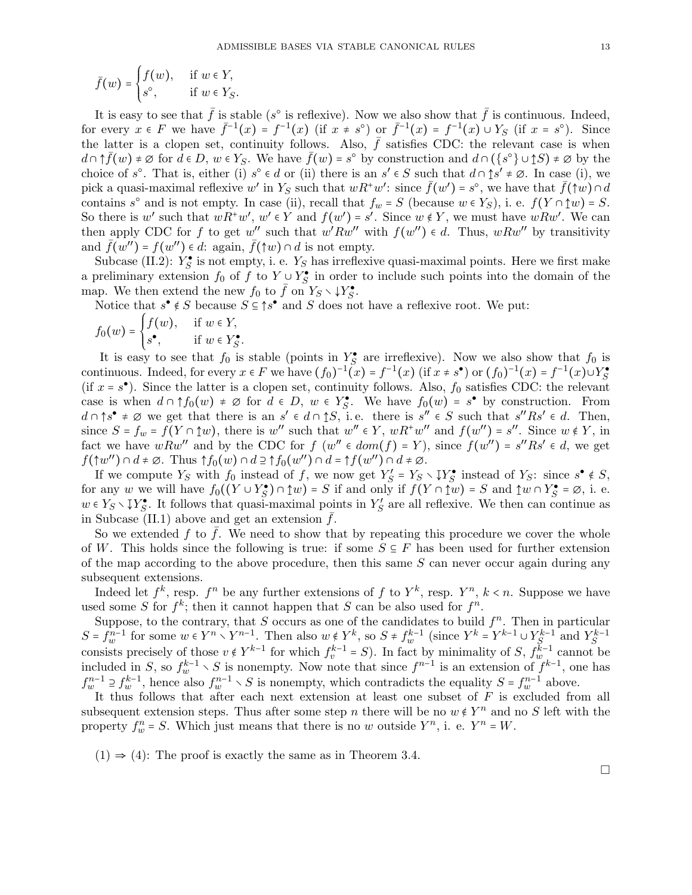$$\bar{f}(w) = \begin{cases} f(w), & \text{if } w \in Y, \\ s^\circ, & \text{if } w \in Y_S. \end{cases}$$

It is easy to see that $\bar{f}$ is stable ($s^\circ$ is reflexive). Now we also show that $\bar{f}$ is continuous. Indeed, for every $x \in F$ we have $\bar{f}^{-1}(x) = f^{-1}(x)$ (if $x \neq s^\circ$) or $\bar{f}^{-1}(x) = f^{-1}(x) \cup Y_S$ (if $x = s^\circ$). Since the latter is a clopen set, continuity follows. Also, $\bar{f}$ satisfies CDC: the relevant case is when $d \cap {\uparrow}\bar{f}(w) \neq \varnothing$ for $d \in D$, $w \in Y_S$. We have $\bar{f}(w) = s^\circ$ by construction and $d \cap (\{s^\circ\} \cup {\Uparrow}S) \neq \varnothing$ by the choice of $s^\circ$. That is, either (i) $s^\circ \in d$ or (ii) there is an $s' \in S$ such that $d \cap {\Uparrow}s' \neq \varnothing$. In case (i), we pick a quasi-maximal reflexive $w'$ in $Y_S$ such that $wR^+w'$: since $\bar{f}(w') = s^\circ$, we have that $\bar{f}({\uparrow}w) \cap d$ contains $s^\circ$ and is not empty. In case (ii), recall that $f_w = S$ (because $w \in Y_S$), i. e. $f(Y \cap {\Uparrow}w) = S$. So there is $w'$ such that $wR^+w'$, $w' \in Y$ and $f(w') = s'$. Since $w \notin Y$, we must have $wRw'$. We can then apply CDC for $f$ to get $w''$ such that $w'Rw''$ with $f(w'') \in d$. Thus, $wRw''$ by transitivity and $\bar{f}(w'') = f(w'') \in d$: again, $\bar{f}({\uparrow}w) \cap d$ is not empty.

Subcase (II.2): $Y_S^\bullet$ is not empty, i. e. $Y_S$ has irreflexive quasi-maximal points. Here we first make a preliminary extension $f_0$ of $f$ to $Y \cup Y_S^\bullet$ in order to include such points into the domain of the map. We then extend the new $f_0$ to $\bar{f}$ on $Y_S \smallsetminus {\Downarrow}Y_S^\bullet$.

Notice that $s^\bullet \notin S$ because $S \subseteq {\uparrow}s^\bullet$ and $S$ does not have a reflexive root. We put:

$$f_0(w) = \begin{cases} f(w), & \text{if } w \in Y, \\ s^\bullet, & \text{if } w \in Y_S^\bullet. \end{cases}$$

It is easy to see that $f_0$ is stable (points in $Y_S^\bullet$ are irreflexive). Now we also show that $f_0$ is continuous. Indeed, for every $x \in F$ we have $(f_0)^{-1}(x) = f^{-1}(x)$ (if $x \neq s^\bullet$) or $(f_0)^{-1}(x) = f^{-1}(x) \cup Y_S^\bullet$ (if $x = s^\bullet$). Since the latter is a clopen set, continuity follows. Also, $f_0$ satisfies CDC: the relevant case is when $d \cap {\uparrow}f_0(w) \neq \varnothing$ for $d \in D$, $w \in Y_S^\bullet$. We have $f_0(w) = s^\bullet$ by construction. From $d \cap {\uparrow}s^\bullet \neq \varnothing$ we get that there is an $s' \in d \cap {\Uparrow}S$, i.e. there is $s'' \in S$ such that $s''Rs' \in d$. Then, since $S = f_w = f(Y \cap {\Uparrow}w)$, there is $w''$ such that $w'' \in Y$, $wR^+w''$ and $f(w'') = s''$. Since $w \notin Y$, in fact we have $wRw''$ and by the CDC for $f$ ($w'' \in dom(f) = Y$), since $f(w'') = s''Rs' \in d$, we get $f({\uparrow}w'') \cap d \neq \varnothing$. Thus ${\uparrow}f_0(w) \cap d \supseteq {\uparrow}f_0(w'') \cap d = {\uparrow}f(w'') \cap d \neq \varnothing$.

If we compute $Y_S$ with $f_0$ instead of $f$, we now get $Y_S' = Y_S \smallsetminus {\Downarrow}Y_S^\bullet$ instead of $Y_S$: since $s^\bullet \notin S$, for any $w$ we will have $f_0((Y \cup Y_S^\bullet) \cap {\Uparrow}w) = S$ if and only if $f(Y \cap {\Uparrow}w) = S$ and ${\Uparrow}w \cap Y_S^\bullet = \varnothing$, i. e. $w \in Y_S \smallsetminus {\Downarrow}Y_S^\bullet$. It follows that quasi-maximal points in $Y_S'$ are all reflexive. We then can continue as in Subcase (II.1) above and get an extension $\bar{f}$.

So we extended $f$ to $\bar{f}$. We need to show that by repeating this procedure we cover the whole of $W$. This holds since the following is true: if some $S \subseteq F$ has been used for further extension of the map according to the above procedure, then this same $S$ can never occur again during any subsequent extensions.

Indeed let $f^k$, resp. $f^n$ be any further extensions of $f$ to $Y^k$, resp. $Y^n$, $k < n$. Suppose we have used some $S$ for $f^k$; then it cannot happen that $S$ can be also used for $f^n$.

Suppose, to the contrary, that $S$ occurs as one of the candidates to build $f^n$. Then in particular $S = f_w^{n-1}$ for some $w \in Y^n \smallsetminus Y^{n-1}$. Then also $w \notin Y^k$, so $S \neq f_w^{k-1}$ (since $Y^k = Y^{k-1} \cup Y_S^{k-1}$ and $Y_S^{k-1}$ consists precisely of those $v \notin Y^{k-1}$ for which $f_v^{k-1} = S$). In fact by minimality of $S$, $f_w^{k-1}$ cannot be included in $S$, so $f_w^{k-1} \smallsetminus S$ is nonempty. Now note that since $f^{n-1}$ is an extension of $f^{k-1}$, one has $f_w^{n-1} \supseteq f_w^{k-1}$, hence also $f_w^{n-1} \smallsetminus S$ is nonempty, which contradicts the equality $S = f_w^{n-1}$ above.

It thus follows that after each next extension at least one subset of $F$ is excluded from all subsequent extension steps. Thus after some step $n$ there will be no $w \notin Y^n$ and no $S$ left with the property $f_w^n = S$. Which just means that there is no $w$ outside $Y^n$, i. e. $Y^n = W$.

(1) $\Rightarrow$ (4): The proof is exactly the same as in Theorem 3.4.

□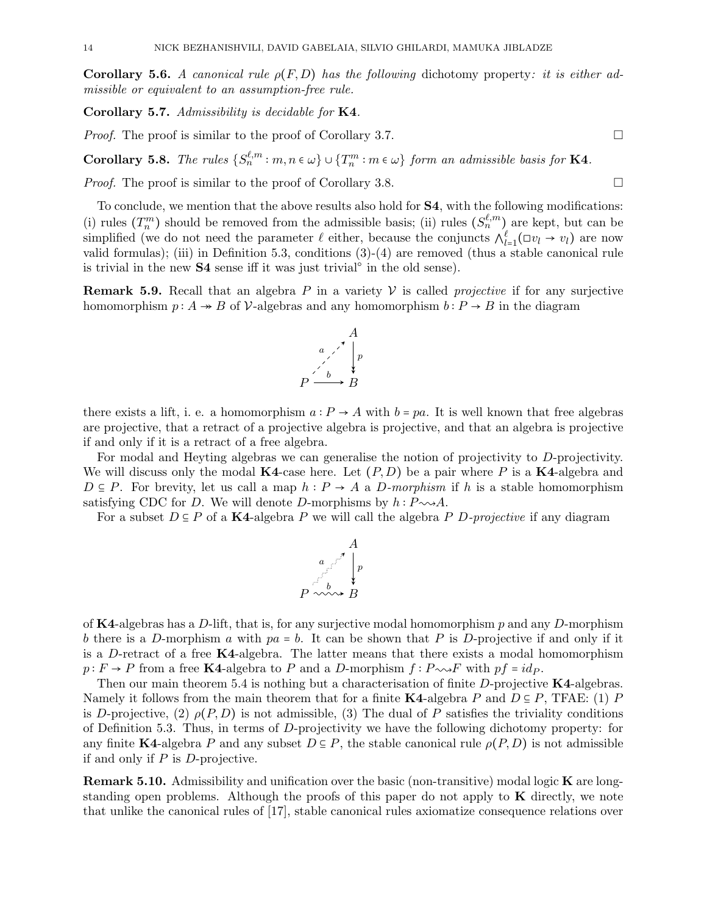**Corollary 5.6.** *A canonical rule $\rho(F, D)$ has the following* dichotomy property*: it is either admissible or equivalent to an assumption-free rule.*

**Corollary 5.7.** *Admissibility is decidable for* **K4**.

*Proof.* The proof is similar to the proof of Corollary 3.7. □

**Corollary 5.8.** *The rules $\{S_n^{\ell,m} : m, n \in \omega\} \cup \{T_n^m : m \in \omega\}$ form an admissible basis for* **K4**.

*Proof.* The proof is similar to the proof of Corollary 3.8. □

To conclude, we mention that the above results also hold for **S4**, with the following modifications: (i) rules $(T_n^m)$ should be removed from the admissible basis; (ii) rules $(S_n^{\ell,m})$ are kept, but can be simplified (we do not need the parameter $\ell$ either, because the conjuncts $\bigwedge_{l=1}^{\ell}(\Box v_l \to v_l)$ are now valid formulas); (iii) in Definition 5.3, conditions (3)-(4) are removed (thus a stable canonical rule is trivial in the new **S4** sense iff it was just trivial$^\circ$ in the old sense).

**Remark 5.9.** Recall that an algebra $P$ in a variety $\mathcal{V}$ is called *projective* if for any surjective homomorphism $p\colon A \twoheadrightarrow B$ of $\mathcal{V}$-algebras and any homomorphism $b\colon P \to B$ in the diagram

$$\begin{array}{ccc} & & A \\ & \overset{a}{\nearrow} & \big\downarrow p \\ P & \xrightarrow{\;b\;} & B \end{array}$$

there exists a lift, i. e. a homomorphism $a : P \to A$ with $b = pa$. It is well known that free algebras are projective, that a retract of a projective algebra is projective, and that an algebra is projective if and only if it is a retract of a free algebra.

For modal and Heyting algebras we can generalise the notion of projectivity to $D$-projectivity. We will discuss only the modal **K4**-case here. Let $(P, D)$ be a pair where $P$ is a **K4**-algebra and $D \subseteq P$. For brevity, let us call a map $h : P \to A$ a *$D$-morphism* if $h$ is a stable homomorphism satisfying CDC for $D$. We will denote $D$-morphisms by $h : P \rightsquigarrow A$.

For a subset $D \subseteq P$ of a **K4**-algebra $P$ we will call the algebra $P$ *$D$-projective* if any diagram

$$\begin{array}{ccc} & & A \\ & \overset{a}{\nearrow} & \big\downarrow p \\ P & \overset{b}{\rightsquigarrow} & B \end{array}$$

of **K4**-algebras has a $D$-lift, that is, for any surjective modal homomorphism $p$ and any $D$-morphism $b$ there is a $D$-morphism $a$ with $pa = b$. It can be shown that $P$ is $D$-projective if and only if it is a $D$-retract of a free **K4**-algebra. The latter means that there exists a modal homomorphism $p : F \to P$ from a free **K4**-algebra to $P$ and a $D$-morphism $f : P \rightsquigarrow F$ with $pf = id_P$.

Then our main theorem 5.4 is nothing but a characterisation of finite $D$-projective **K4**-algebras. Namely it follows from the main theorem that for a finite **K4**-algebra $P$ and $D \subseteq P$, TFAE: (1) $P$ is $D$-projective, (2) $\rho(P, D)$ is not admissible, (3) The dual of $P$ satisfies the triviality conditions of Definition 5.3. Thus, in terms of $D$-projectivity we have the following dichotomy property: for any finite **K4**-algebra $P$ and any subset $D \subseteq P$, the stable canonical rule $\rho(P, D)$ is not admissible if and only if $P$ is $D$-projective.

**Remark 5.10.** Admissibility and unification over the basic (non-transitive) modal logic **K** are longstanding open problems. Although the proofs of this paper do not apply to **K** directly, we note that unlike the canonical rules of [17], stable canonical rules axiomatize consequence relations over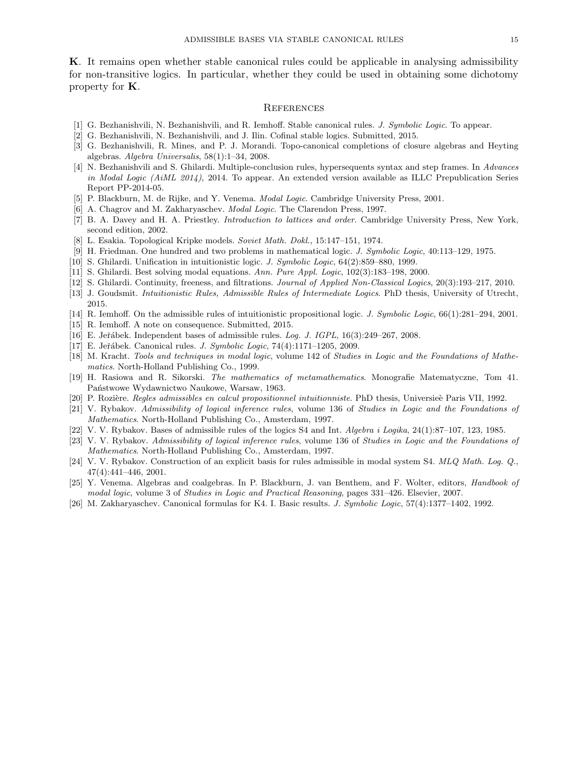**K**. It remains open whether stable canonical rules could be applicable in analysing admissibility for non-transitive logics. In particular, whether they could be used in obtaining some dichotomy property for **K**.

## References

[1] G. Bezhanishvili, N. Bezhanishvili, and R. Iemhoff. Stable canonical rules. *J. Symbolic Logic*. To appear.

[2] G. Bezhanishvili, N. Bezhanishvili, and J. Ilin. Cofinal stable logics. Submitted, 2015.

[3] G. Bezhanishvili, R. Mines, and P. J. Morandi. Topo-canonical completions of closure algebras and Heyting algebras. *Algebra Universalis*, 58(1):1–34, 2008.

[4] N. Bezhanishvili and S. Ghilardi. Multiple-conclusion rules, hypersequents syntax and step frames. In *Advances in Modal Logic (AiML 2014)*, 2014. To appear. An extended version available as ILLC Prepublication Series Report PP-2014-05.

[5] P. Blackburn, M. de Rijke, and Y. Venema. *Modal Logic*. Cambridge University Press, 2001.

[6] A. Chagrov and M. Zakharyaschev. *Modal Logic*. The Clarendon Press, 1997.

[7] B. A. Davey and H. A. Priestley. *Introduction to lattices and order*. Cambridge University Press, New York, second edition, 2002.

[8] L. Esakia. Topological Kripke models. *Soviet Math. Dokl.*, 15:147–151, 1974.

[9] H. Friedman. One hundred and two problems in mathematical logic. *J. Symbolic Logic*, 40:113–129, 1975.

[10] S. Ghilardi. Unification in intuitionistic logic. *J. Symbolic Logic*, 64(2):859–880, 1999.

[11] S. Ghilardi. Best solving modal equations. *Ann. Pure Appl. Logic*, 102(3):183–198, 2000.

[12] S. Ghilardi. Continuity, freeness, and filtrations. *Journal of Applied Non-Classical Logics*, 20(3):193–217, 2010.

[13] J. Goudsmit. *Intuitionistic Rules, Admissible Rules of Intermediate Logics*. PhD thesis, University of Utrecht, 2015.

[14] R. Iemhoff. On the admissible rules of intuitionistic propositional logic. *J. Symbolic Logic*, 66(1):281–294, 2001.

[15] R. Iemhoff. A note on consequence. Submitted, 2015.

[16] E. Jeřábek. Independent bases of admissible rules. *Log. J. IGPL*, 16(3):249–267, 2008.

[17] E. Jeřábek. Canonical rules. *J. Symbolic Logic*, 74(4):1171–1205, 2009.

[18] M. Kracht. *Tools and techniques in modal logic*, volume 142 of *Studies in Logic and the Foundations of Mathematics*. North-Holland Publishing Co., 1999.

[19] H. Rasiowa and R. Sikorski. *The mathematics of metamathematics*. Monografie Matematyczne, Tom 41. Państwowe Wydawnictwo Naukowe, Warsaw, 1963.

[20] P. Rozière. *Regles admissibles en calcul propositionnel intuitionniste*. PhD thesis, Universieè Paris VII, 1992.

[21] V. Rybakov. *Admissibility of logical inference rules*, volume 136 of *Studies in Logic and the Foundations of Mathematics*. North-Holland Publishing Co., Amsterdam, 1997.

[22] V. V. Rybakov. Bases of admissible rules of the logics S4 and Int. *Algebra i Logika*, 24(1):87–107, 123, 1985.

[23] V. V. Rybakov. *Admissibility of logical inference rules*, volume 136 of *Studies in Logic and the Foundations of Mathematics*. North-Holland Publishing Co., Amsterdam, 1997.

[24] V. V. Rybakov. Construction of an explicit basis for rules admissible in modal system S4. *MLQ Math. Log. Q.*, 47(4):441–446, 2001.

[25] Y. Venema. Algebras and coalgebras. In P. Blackburn, J. van Benthem, and F. Wolter, editors, *Handbook of modal logic*, volume 3 of *Studies in Logic and Practical Reasoning*, pages 331–426. Elsevier, 2007.

[26] M. Zakharyaschev. Canonical formulas for K4. I. Basic results. *J. Symbolic Logic*, 57(4):1377–1402, 1992.